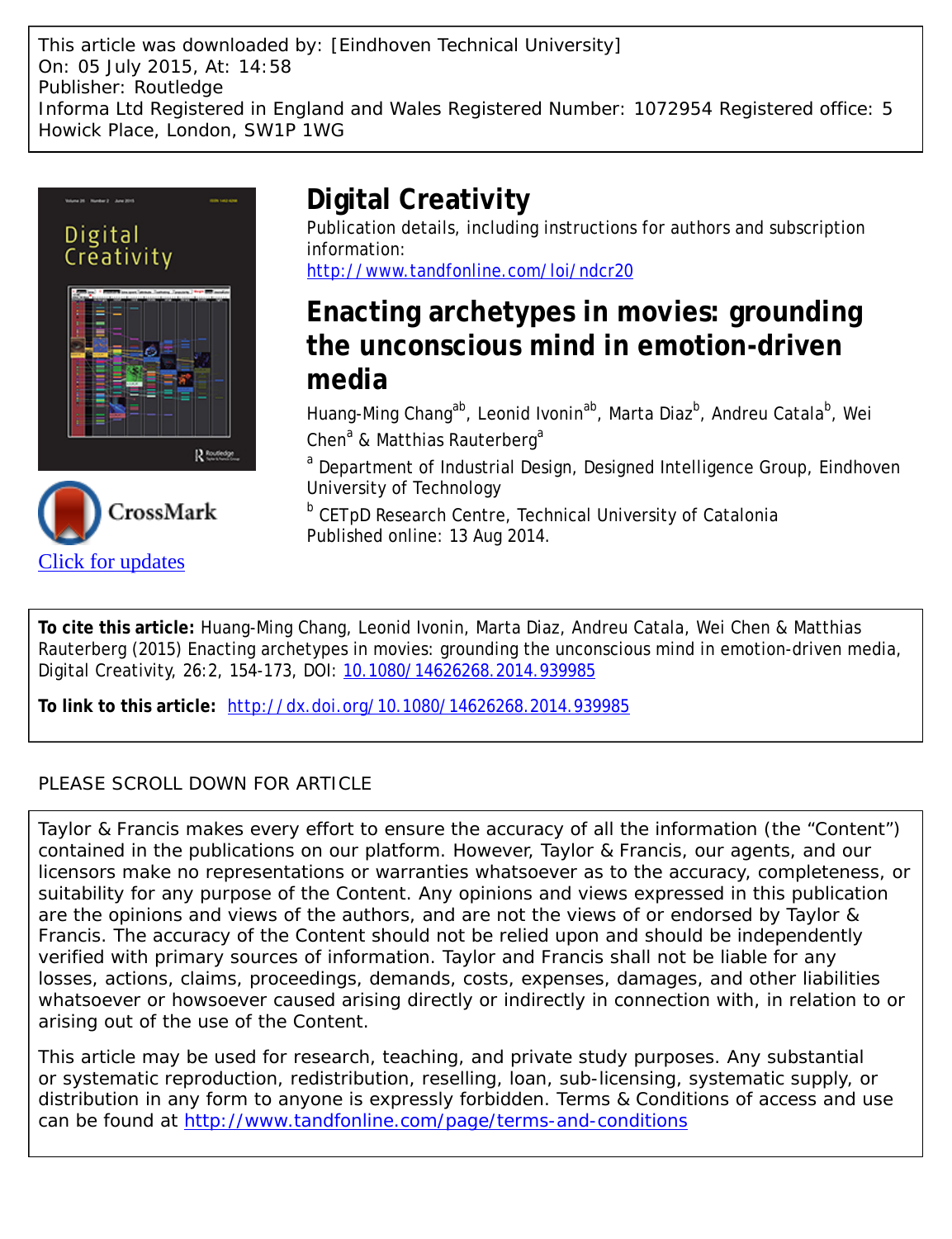This article was downloaded by: [Eindhoven Technical University]
On: 05 July 2015, At: 14:58
Publisher: Routledge
Informa Ltd Registered in England and Wales Registered Number: 1072954 Registered office: 5 Howick Place, London, SW1P 1WG

# Digital Creativity

Publication details, including instructions for authors and subscription information:
http://www.tandfonline.com/loi/ndcr20

## Enacting archetypes in movies: grounding the unconscious mind in emotion-driven media

Huang-Ming Chang[ab], Leonid Ivonin[ab], Marta Diaz[b], Andreu Catala[b], Wei Chen[a] & Matthias Rauterberg[a]

[a] Department of Industrial Design, Designed Intelligence Group, Eindhoven University of Technology

[b] CETpD Research Centre, Technical University of Catalonia

Published online: 13 Aug 2014.

Click for updates

**To cite this article:** Huang-Ming Chang, Leonid Ivonin, Marta Diaz, Andreu Catala, Wei Chen & Matthias Rauterberg (2015) Enacting archetypes in movies: grounding the unconscious mind in emotion-driven media, Digital Creativity, 26:2, 154-173, DOI: 10.1080/14626268.2014.939985

**To link to this article:** http://dx.doi.org/10.1080/14626268.2014.939985

PLEASE SCROLL DOWN FOR ARTICLE

Taylor & Francis makes every effort to ensure the accuracy of all the information (the "Content") contained in the publications on our platform. However, Taylor & Francis, our agents, and our licensors make no representations or warranties whatsoever as to the accuracy, completeness, or suitability for any purpose of the Content. Any opinions and views expressed in this publication are the opinions and views of the authors, and are not the views of or endorsed by Taylor & Francis. The accuracy of the Content should not be relied upon and should be independently verified with primary sources of information. Taylor and Francis shall not be liable for any losses, actions, claims, proceedings, demands, costs, expenses, damages, and other liabilities whatsoever or howsoever caused arising directly or indirectly in connection with, in relation to or arising out of the use of the Content.

This article may be used for research, teaching, and private study purposes. Any substantial or systematic reproduction, redistribution, reselling, loan, sub-licensing, systematic supply, or distribution in any form to anyone is expressly forbidden. Terms & Conditions of access and use can be found at http://www.tandfonline.com/page/terms-and-conditions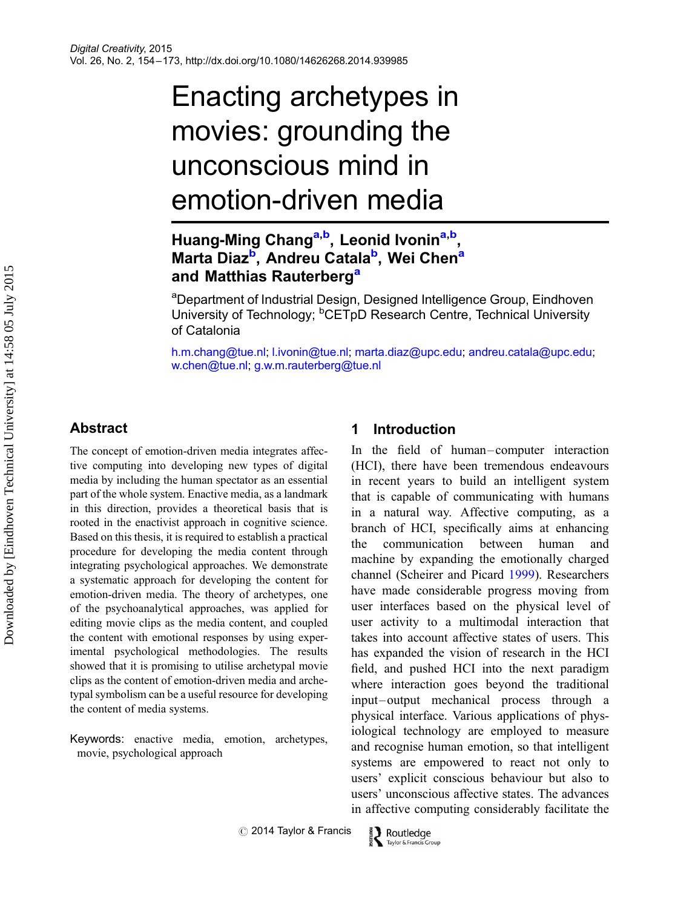# Enacting archetypes in movies: grounding the unconscious mind in emotion-driven media

**Huang-Ming Chang[a,b], Leonid Ivonin[a,b], Marta Diaz[b], Andreu Catala[b], Wei Chen[a] and Matthias Rauterberg[a]**

[a]Department of Industrial Design, Designed Intelligence Group, Eindhoven University of Technology; [b]CETpD Research Centre, Technical University of Catalonia

h.m.chang@tue.nl; l.ivonin@tue.nl; marta.diaz@upc.edu; andreu.catala@upc.edu; w.chen@tue.nl; g.w.m.rauterberg@tue.nl

## Abstract

The concept of emotion-driven media integrates affective computing into developing new types of digital media by including the human spectator as an essential part of the whole system. Enactive media, as a landmark in this direction, provides a theoretical basis that is rooted in the enactivist approach in cognitive science. Based on this thesis, it is required to establish a practical procedure for developing the media content through integrating psychological approaches. We demonstrate a systematic approach for developing the content for emotion-driven media. The theory of archetypes, one of the psychoanalytical approaches, was applied for editing movie clips as the media content, and coupled the content with emotional responses by using experimental psychological methodologies. The results showed that it is promising to utilise archetypal movie clips as the content of emotion-driven media and archetypal symbolism can be a useful resource for developing the content of media systems.

Keywords: enactive media, emotion, archetypes, movie, psychological approach

## 1 Introduction

In the field of human–computer interaction (HCI), there have been tremendous endeavours in recent years to build an intelligent system that is capable of communicating with humans in a natural way. Affective computing, as a branch of HCI, specifically aims at enhancing the communication between human and machine by expanding the emotionally charged channel (Scheirer and Picard 1999). Researchers have made considerable progress moving from user interfaces based on the physical level of user activity to a multimodal interaction that takes into account affective states of users. This has expanded the vision of research in the HCI field, and pushed HCI into the next paradigm where interaction goes beyond the traditional input–output mechanical process through a physical interface. Various applications of physiological technology are employed to measure and recognise human emotion, so that intelligent systems are empowered to react not only to users' explicit conscious behaviour but also to users' unconscious affective states. The advances in affective computing considerably facilitate the

© 2014 Taylor & Francis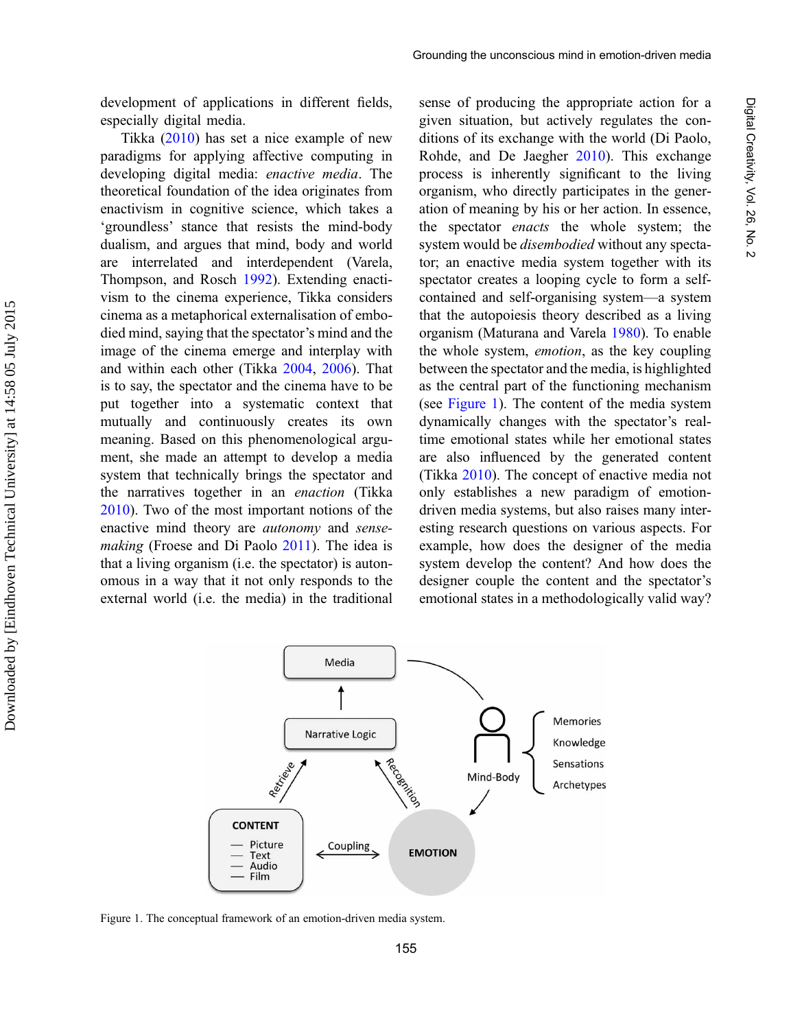development of applications in different fields, especially digital media.

Tikka (2010) has set a nice example of new paradigms for applying affective computing in developing digital media: *enactive media*. The theoretical foundation of the idea originates from enactivism in cognitive science, which takes a 'groundless' stance that resists the mind-body dualism, and argues that mind, body and world are interrelated and interdependent (Varela, Thompson, and Rosch 1992). Extending enactivism to the cinema experience, Tikka considers cinema as a metaphorical externalisation of embodied mind, saying that the spectator's mind and the image of the cinema emerge and interplay with and within each other (Tikka 2004, 2006). That is to say, the spectator and the cinema have to be put together into a systematic context that mutually and continuously creates its own meaning. Based on this phenomenological argument, she made an attempt to develop a media system that technically brings the spectator and the narratives together in an *enaction* (Tikka 2010). Two of the most important notions of the enactive mind theory are *autonomy* and *sense-making* (Froese and Di Paolo 2011). The idea is that a living organism (i.e. the spectator) is autonomous in a way that it not only responds to the external world (i.e. the media) in the traditional sense of producing the appropriate action for a given situation, but actively regulates the conditions of its exchange with the world (Di Paolo, Rohde, and De Jaegher 2010). This exchange process is inherently significant to the living organism, who directly participates in the generation of meaning by his or her action. In essence, the spectator *enacts* the whole system; the system would be *disembodied* without any spectator; an enactive media system together with its spectator creates a looping cycle to form a self-contained and self-organising system—a system that the autopoiesis theory described as a living organism (Maturana and Varela 1980). To enable the whole system, *emotion*, as the key coupling between the spectator and the media, is highlighted as the central part of the functioning mechanism (see Figure 1). The content of the media system dynamically changes with the spectator's real-time emotional states while her emotional states are also influenced by the generated content (Tikka 2010). The concept of enactive media not only establishes a new paradigm of emotion-driven media systems, but also raises many interesting research questions on various aspects. For example, how does the designer of the media system develop the content? And how does the designer couple the content and the spectator's emotional states in a methodologically valid way?

Figure 1. The conceptual framework of an emotion-driven media system.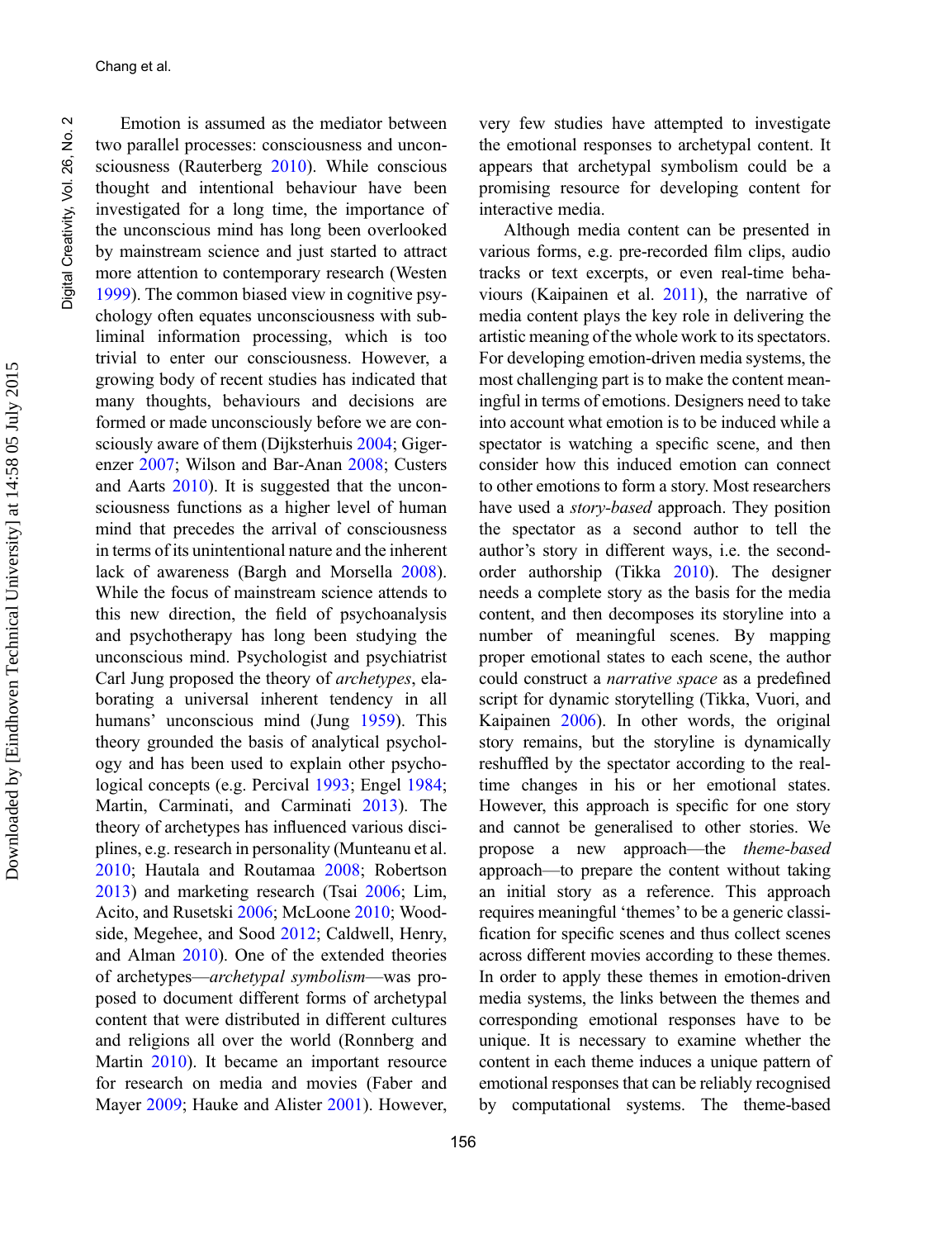Emotion is assumed as the mediator between two parallel processes: consciousness and unconsciousness (Rauterberg 2010). While conscious thought and intentional behaviour have been investigated for a long time, the importance of the unconscious mind has long been overlooked by mainstream science and just started to attract more attention to contemporary research (Westen 1999). The common biased view in cognitive psychology often equates unconsciousness with subliminal information processing, which is too trivial to enter our consciousness. However, a growing body of recent studies has indicated that many thoughts, behaviours and decisions are formed or made unconsciously before we are consciously aware of them (Dijksterhuis 2004; Gigerenzer 2007; Wilson and Bar-Anan 2008; Custers and Aarts 2010). It is suggested that the unconsciousness functions as a higher level of human mind that precedes the arrival of consciousness in terms of its unintentional nature and the inherent lack of awareness (Bargh and Morsella 2008). While the focus of mainstream science attends to this new direction, the field of psychoanalysis and psychotherapy has long been studying the unconscious mind. Psychologist and psychiatrist Carl Jung proposed the theory of *archetypes*, elaborating a universal inherent tendency in all humans' unconscious mind (Jung 1959). This theory grounded the basis of analytical psychology and has been used to explain other psychological concepts (e.g. Percival 1993; Engel 1984; Martin, Carminati, and Carminati 2013). The theory of archetypes has influenced various disciplines, e.g. research in personality (Munteanu et al. 2010; Hautala and Routamaa 2008; Robertson 2013) and marketing research (Tsai 2006; Lim, Acito, and Rusetski 2006; McLoone 2010; Woodside, Megehee, and Sood 2012; Caldwell, Henry, and Alman 2010). One of the extended theories of archetypes—*archetypal symbolism*—was proposed to document different forms of archetypal content that were distributed in different cultures and religions all over the world (Ronnberg and Martin 2010). It became an important resource for research on media and movies (Faber and Mayer 2009; Hauke and Alister 2001). However, very few studies have attempted to investigate the emotional responses to archetypal content. It appears that archetypal symbolism could be a promising resource for developing content for interactive media.

Although media content can be presented in various forms, e.g. pre-recorded film clips, audio tracks or text excerpts, or even real-time behaviours (Kaipainen et al. 2011), the narrative of media content plays the key role in delivering the artistic meaning of the whole work to its spectators. For developing emotion-driven media systems, the most challenging part is to make the content meaningful in terms of emotions. Designers need to take into account what emotion is to be induced while a spectator is watching a specific scene, and then consider how this induced emotion can connect to other emotions to form a story. Most researchers have used a *story-based* approach. They position the spectator as a second author to tell the author's story in different ways, i.e. the second-order authorship (Tikka 2010). The designer needs a complete story as the basis for the media content, and then decomposes its storyline into a number of meaningful scenes. By mapping proper emotional states to each scene, the author could construct a *narrative space* as a predefined script for dynamic storytelling (Tikka, Vuori, and Kaipainen 2006). In other words, the original story remains, but the storyline is dynamically reshuffled by the spectator according to the real-time changes in his or her emotional states. However, this approach is specific for one story and cannot be generalised to other stories. We propose a new approach—the *theme-based* approach—to prepare the content without taking an initial story as a reference. This approach requires meaningful 'themes' to be a generic classification for specific scenes and thus collect scenes across different movies according to these themes. In order to apply these themes in emotion-driven media systems, the links between the themes and corresponding emotional responses have to be unique. It is necessary to examine whether the content in each theme induces a unique pattern of emotional responses that can be reliably recognised by computational systems. The theme-based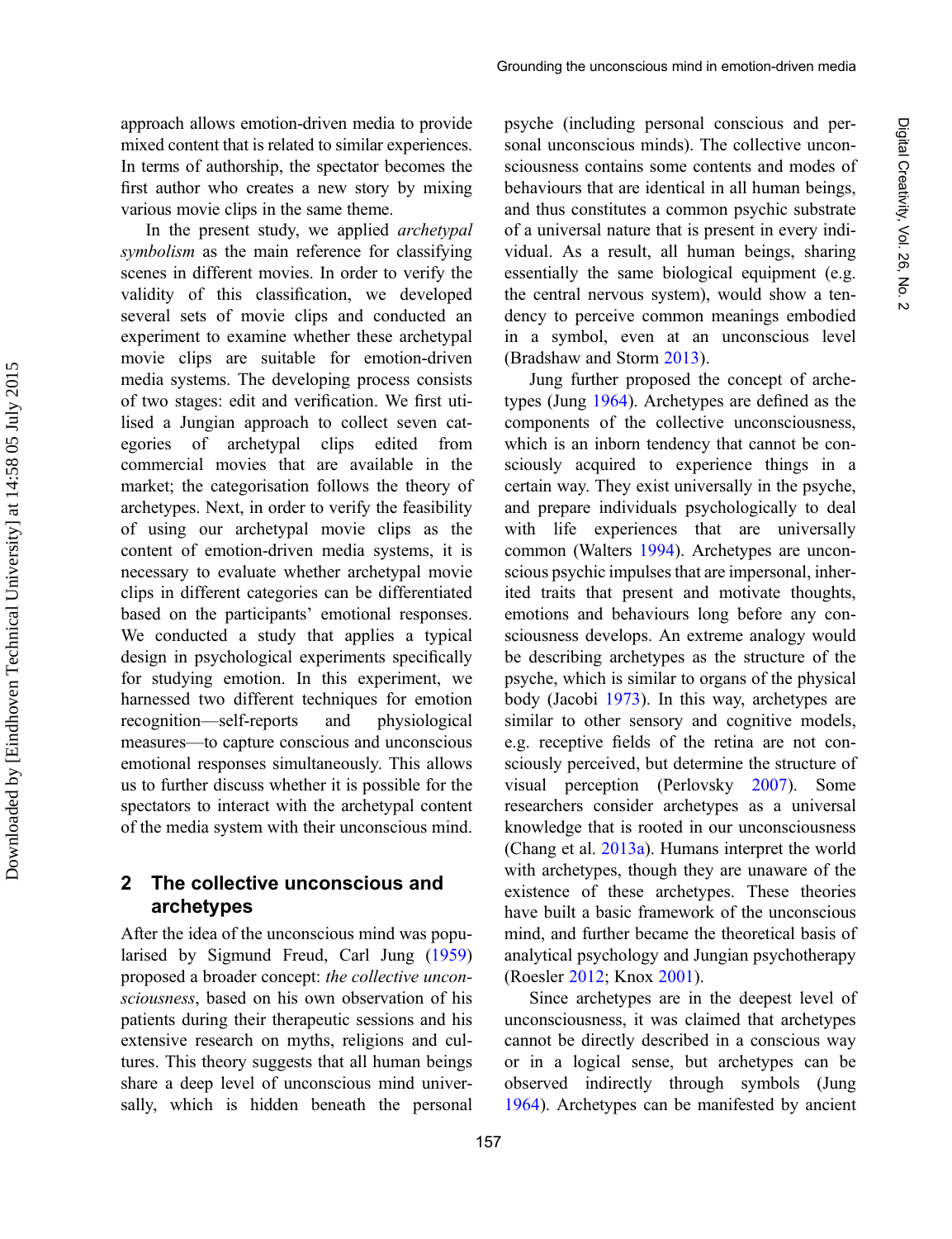approach allows emotion-driven media to provide mixed content that is related to similar experiences. In terms of authorship, the spectator becomes the first author who creates a new story by mixing various movie clips in the same theme.

In the present study, we applied *archetypal symbolism* as the main reference for classifying scenes in different movies. In order to verify the validity of this classification, we developed several sets of movie clips and conducted an experiment to examine whether these archetypal movie clips are suitable for emotion-driven media systems. The developing process consists of two stages: edit and verification. We first utilised a Jungian approach to collect seven categories of archetypal clips edited from commercial movies that are available in the market; the categorisation follows the theory of archetypes. Next, in order to verify the feasibility of using our archetypal movie clips as the content of emotion-driven media systems, it is necessary to evaluate whether archetypal movie clips in different categories can be differentiated based on the participants' emotional responses. We conducted a study that applies a typical design in psychological experiments specifically for studying emotion. In this experiment, we harnessed two different techniques for emotion recognition—self-reports and physiological measures—to capture conscious and unconscious emotional responses simultaneously. This allows us to further discuss whether it is possible for the spectators to interact with the archetypal content of the media system with their unconscious mind.

## 2 The collective unconscious and archetypes

After the idea of the unconscious mind was popularised by Sigmund Freud, Carl Jung (1959) proposed a broader concept: *the collective unconsciousness*, based on his own observation of his patients during their therapeutic sessions and his extensive research on myths, religions and cultures. This theory suggests that all human beings share a deep level of unconscious mind universally, which is hidden beneath the personal psyche (including personal conscious and personal unconscious minds). The collective unconsciousness contains some contents and modes of behaviours that are identical in all human beings, and thus constitutes a common psychic substrate of a universal nature that is present in every individual. As a result, all human beings, sharing essentially the same biological equipment (e.g. the central nervous system), would show a tendency to perceive common meanings embodied in a symbol, even at an unconscious level (Bradshaw and Storm 2013).

Jung further proposed the concept of archetypes (Jung 1964). Archetypes are defined as the components of the collective unconsciousness, which is an inborn tendency that cannot be consciously acquired to experience things in a certain way. They exist universally in the psyche, and prepare individuals psychologically to deal with life experiences that are universally common (Walters 1994). Archetypes are unconscious psychic impulses that are impersonal, inherited traits that present and motivate thoughts, emotions and behaviours long before any consciousness develops. An extreme analogy would be describing archetypes as the structure of the psyche, which is similar to organs of the physical body (Jacobi 1973). In this way, archetypes are similar to other sensory and cognitive models, e.g. receptive fields of the retina are not consciously perceived, but determine the structure of visual perception (Perlovsky 2007). Some researchers consider archetypes as a universal knowledge that is rooted in our unconsciousness (Chang et al. 2013a). Humans interpret the world with archetypes, though they are unaware of the existence of these archetypes. These theories have built a basic framework of the unconscious mind, and further became the theoretical basis of analytical psychology and Jungian psychotherapy (Roesler 2012; Knox 2001).

Since archetypes are in the deepest level of unconsciousness, it was claimed that archetypes cannot be directly described in a conscious way or in a logical sense, but archetypes can be observed indirectly through symbols (Jung 1964). Archetypes can be manifested by ancient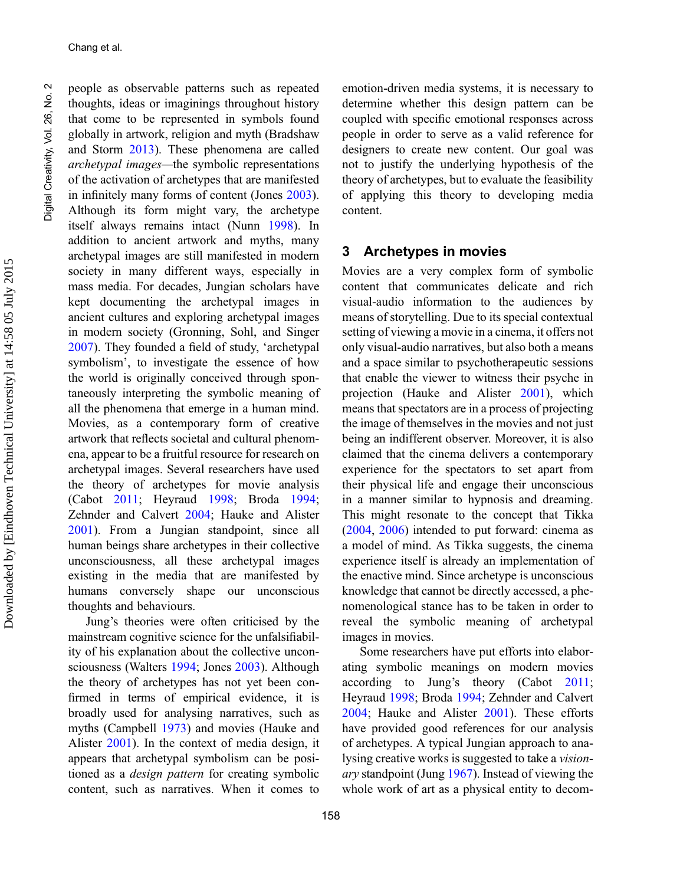people as observable patterns such as repeated thoughts, ideas or imaginings throughout history that come to be represented in symbols found globally in artwork, religion and myth (Bradshaw and Storm 2013). These phenomena are called *archetypal images*—the symbolic representations of the activation of archetypes that are manifested in infinitely many forms of content (Jones 2003). Although its form might vary, the archetype itself always remains intact (Nunn 1998). In addition to ancient artwork and myths, many archetypal images are still manifested in modern society in many different ways, especially in mass media. For decades, Jungian scholars have kept documenting the archetypal images in ancient cultures and exploring archetypal images in modern society (Gronning, Sohl, and Singer 2007). They founded a field of study, 'archetypal symbolism', to investigate the essence of how the world is originally conceived through spontaneously interpreting the symbolic meaning of all the phenomena that emerge in a human mind. Movies, as a contemporary form of creative artwork that reflects societal and cultural phenomena, appear to be a fruitful resource for research on archetypal images. Several researchers have used the theory of archetypes for movie analysis (Cabot 2011; Heyraud 1998; Broda 1994; Zehnder and Calvert 2004; Hauke and Alister 2001). From a Jungian standpoint, since all human beings share archetypes in their collective unconsciousness, all these archetypal images existing in the media that are manifested by humans conversely shape our unconscious thoughts and behaviours.

Jung's theories were often criticised by the mainstream cognitive science for the unfalsifiability of his explanation about the collective unconsciousness (Walters 1994; Jones 2003). Although the theory of archetypes has not yet been confirmed in terms of empirical evidence, it is broadly used for analysing narratives, such as myths (Campbell 1973) and movies (Hauke and Alister 2001). In the context of media design, it appears that archetypal symbolism can be positioned as a *design pattern* for creating symbolic content, such as narratives. When it comes to emotion-driven media systems, it is necessary to determine whether this design pattern can be coupled with specific emotional responses across people in order to serve as a valid reference for designers to create new content. Our goal was not to justify the underlying hypothesis of the theory of archetypes, but to evaluate the feasibility of applying this theory to developing media content.

## 3 Archetypes in movies

Movies are a very complex form of symbolic content that communicates delicate and rich visual-audio information to the audiences by means of storytelling. Due to its special contextual setting of viewing a movie in a cinema, it offers not only visual-audio narratives, but also both a means and a space similar to psychotherapeutic sessions that enable the viewer to witness their psyche in projection (Hauke and Alister 2001), which means that spectators are in a process of projecting the image of themselves in the movies and not just being an indifferent observer. Moreover, it is also claimed that the cinema delivers a contemporary experience for the spectators to set apart from their physical life and engage their unconscious in a manner similar to hypnosis and dreaming. This might resonate to the concept that Tikka (2004, 2006) intended to put forward: cinema as a model of mind. As Tikka suggests, the cinema experience itself is already an implementation of the enactive mind. Since archetype is unconscious knowledge that cannot be directly accessed, a phenomenological stance has to be taken in order to reveal the symbolic meaning of archetypal images in movies.

Some researchers have put efforts into elaborating symbolic meanings on modern movies according to Jung's theory (Cabot 2011; Heyraud 1998; Broda 1994; Zehnder and Calvert 2004; Hauke and Alister 2001). These efforts have provided good references for our analysis of archetypes. A typical Jungian approach to analysing creative works is suggested to take a *visionary* standpoint (Jung 1967). Instead of viewing the whole work of art as a physical entity to decom-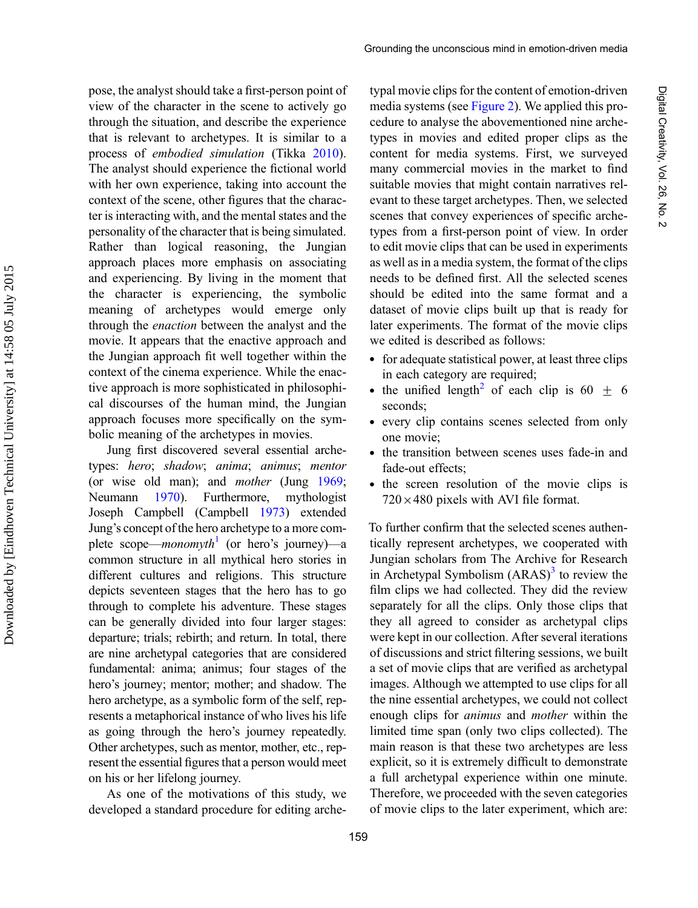pose, the analyst should take a first-person point of view of the character in the scene to actively go through the situation, and describe the experience that is relevant to archetypes. It is similar to a process of *embodied simulation* (Tikka 2010). The analyst should experience the fictional world with her own experience, taking into account the context of the scene, other figures that the character is interacting with, and the mental states and the personality of the character that is being simulated. Rather than logical reasoning, the Jungian approach places more emphasis on associating and experiencing. By living in the moment that the character is experiencing, the symbolic meaning of archetypes would emerge only through the *enaction* between the analyst and the movie. It appears that the enactive approach and the Jungian approach fit well together within the context of the cinema experience. While the enactive approach is more sophisticated in philosophical discourses of the human mind, the Jungian approach focuses more specifically on the symbolic meaning of the archetypes in movies.

Jung first discovered several essential archetypes: *hero*; *shadow*; *anima*; *animus*; *mentor* (or wise old man); and *mother* (Jung 1969; Neumann 1970). Furthermore, mythologist Joseph Campbell (Campbell 1973) extended Jung's concept of the hero archetype to a more complete scope—*monomyth*[1] (or hero's journey)—a common structure in all mythical hero stories in different cultures and religions. This structure depicts seventeen stages that the hero has to go through to complete his adventure. These stages can be generally divided into four larger stages: departure; trials; rebirth; and return. In total, there are nine archetypal categories that are considered fundamental: anima; animus; four stages of the hero's journey; mentor; mother; and shadow. The hero archetype, as a symbolic form of the self, represents a metaphorical instance of who lives his life as going through the hero's journey repeatedly. Other archetypes, such as mentor, mother, etc., represent the essential figures that a person would meet on his or her lifelong journey.

As one of the motivations of this study, we developed a standard procedure for editing archetypal movie clips for the content of emotion-driven media systems (see Figure 2). We applied this procedure to analyse the abovementioned nine archetypes in movies and edited proper clips as the content for media systems. First, we surveyed many commercial movies in the market to find suitable movies that might contain narratives relevant to these target archetypes. Then, we selected scenes that convey experiences of specific archetypes from a first-person point of view. In order to edit movie clips that can be used in experiments as well as in a media system, the format of the clips needs to be defined first. All the selected scenes should be edited into the same format and a dataset of movie clips built up that is ready for later experiments. The format of the movie clips we edited is described as follows:

- for adequate statistical power, at least three clips in each category are required;
- the unified length[2] of each clip is 60 ± 6 seconds;
- every clip contains scenes selected from only one movie;
- the transition between scenes uses fade-in and fade-out effects;
- the screen resolution of the movie clips is 720 × 480 pixels with AVI file format.

To further confirm that the selected scenes authentically represent archetypes, we cooperated with Jungian scholars from The Archive for Research in Archetypal Symbolism (ARAS)[3] to review the film clips we had collected. They did the review separately for all the clips. Only those clips that they all agreed to consider as archetypal clips were kept in our collection. After several iterations of discussions and strict filtering sessions, we built a set of movie clips that are verified as archetypal images. Although we attempted to use clips for all the nine essential archetypes, we could not collect enough clips for *animus* and *mother* within the limited time span (only two clips collected). The main reason is that these two archetypes are less explicit, so it is extremely difficult to demonstrate a full archetypal experience within one minute. Therefore, we proceeded with the seven categories of movie clips to the later experiment, which are: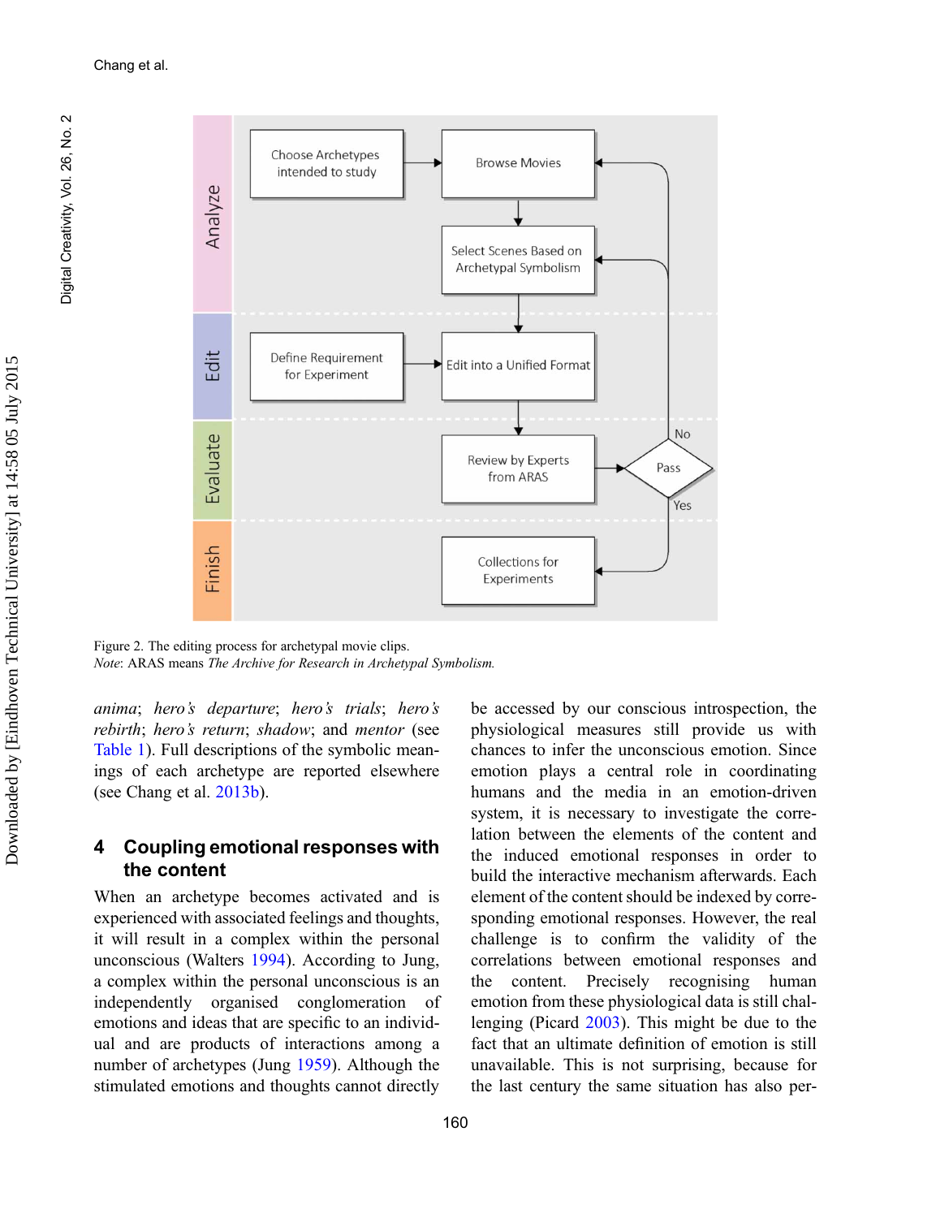Figure 2. The editing process for archetypal movie clips.
*Note*: ARAS means *The Archive for Research in Archetypal Symbolism.*

*anima*; *hero's departure*; *hero's trials*; *hero's rebirth*; *hero's return*; *shadow*; and *mentor* (see Table 1). Full descriptions of the symbolic meanings of each archetype are reported elsewhere (see Chang et al. 2013b).

## 4 Coupling emotional responses with the content

When an archetype becomes activated and is experienced with associated feelings and thoughts, it will result in a complex within the personal unconscious (Walters 1994). According to Jung, a complex within the personal unconscious is an independently organised conglomeration of emotions and ideas that are specific to an individual and are products of interactions among a number of archetypes (Jung 1959). Although the stimulated emotions and thoughts cannot directly be accessed by our conscious introspection, the physiological measures still provide us with chances to infer the unconscious emotion. Since emotion plays a central role in coordinating humans and the media in an emotion-driven system, it is necessary to investigate the correlation between the elements of the content and the induced emotional responses in order to build the interactive mechanism afterwards. Each element of the content should be indexed by corresponding emotional responses. However, the real challenge is to confirm the validity of the correlations between emotional responses and the content. Precisely recognising human emotion from these physiological data is still challenging (Picard 2003). This might be due to the fact that an ultimate definition of emotion is still unavailable. This is not surprising, because for the last century the same situation has also per-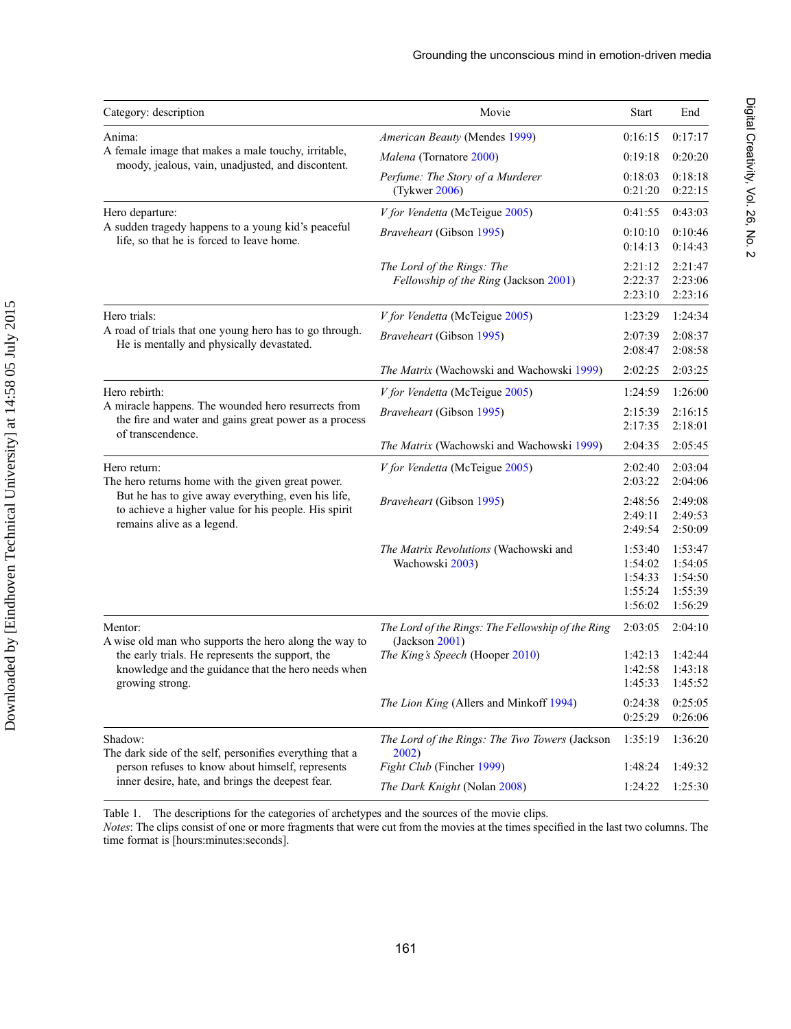| Category: description | Movie | Start | End |
|---|---|---|---|
| Anima:<br>A female image that makes a male touchy, irritable, moody, jealous, vain, unadjusted, and discontent. | *American Beauty* (Mendes 1999) | 0:16:15 | 0:17:17 |
| | *Malena* (Tornatore 2000) | 0:19:18 | 0:20:20 |
| | *Perfume: The Story of a Murderer* (Tykwer 2006) | 0:18:03<br>0:21:20 | 0:18:18<br>0:22:15 |
| Hero departure:<br>A sudden tragedy happens to a young kid's peaceful life, so that he is forced to leave home. | *V for Vendetta* (McTeigue 2005) | 0:41:55 | 0:43:03 |
| | *Braveheart* (Gibson 1995) | 0:10:10<br>0:14:13 | 0:10:46<br>0:14:43 |
| | *The Lord of the Rings: The Fellowship of the Ring* (Jackson 2001) | 2:21:12<br>2:22:37<br>2:23:10 | 2:21:47<br>2:23:06<br>2:23:16 |
| Hero trials:<br>A road of trials that one young hero has to go through. He is mentally and physically devastated. | *V for Vendetta* (McTeigue 2005) | 1:23:29 | 1:24:34 |
| | *Braveheart* (Gibson 1995) | 2:07:39<br>2:08:47 | 2:08:37<br>2:08:58 |
| | *The Matrix* (Wachowski and Wachowski 1999) | 2:02:25 | 2:03:25 |
| Hero rebirth:<br>A miracle happens. The wounded hero resurrects from the fire and water and gains great power as a process of transcendence. | *V for Vendetta* (McTeigue 2005) | 1:24:59 | 1:26:00 |
| | *Braveheart* (Gibson 1995) | 2:15:39<br>2:17:35 | 2:16:15<br>2:18:01 |
| | *The Matrix* (Wachowski and Wachowski 1999) | 2:04:35 | 2:05:45 |
| Hero return:<br>The hero returns home with the given great power. But he has to give away everything, even his life, to achieve a higher value for his people. His spirit remains alive as a legend. | *V for Vendetta* (McTeigue 2005) | 2:02:40<br>2:03:22 | 2:03:04<br>2:04:06 |
| | *Braveheart* (Gibson 1995) | 2:48:56<br>2:49:11<br>2:49:54 | 2:49:08<br>2:49:53<br>2:50:09 |
| | *The Matrix Revolutions* (Wachowski and Wachowski 2003) | 1:53:40<br>1:54:02<br>1:54:33<br>1:55:24<br>1:56:02 | 1:53:47<br>1:54:05<br>1:54:50<br>1:55:39<br>1:56:29 |
| Mentor:<br>A wise old man who supports the hero along the way to the early trials. He represents the support, the knowledge and the guidance that the hero needs when growing strong. | *The Lord of the Rings: The Fellowship of the Ring* (Jackson 2001) | 2:03:05 | 2:04:10 |
| | *The King's Speech* (Hooper 2010) | 1:42:13<br>1:42:58<br>1:45:33 | 1:42:44<br>1:43:18<br>1:45:52 |
| | *The Lion King* (Allers and Minkoff 1994) | 0:24:38<br>0:25:29 | 0:25:05<br>0:26:06 |
| Shadow:<br>The dark side of the self, personifies everything that a person refuses to know about himself, represents inner desire, hate, and brings the deepest fear. | *The Lord of the Rings: The Two Towers* (Jackson 2002) | 1:35:19 | 1:36:20 |
| | *Fight Club* (Fincher 1999) | 1:48:24 | 1:49:32 |
| | *The Dark Knight* (Nolan 2008) | 1:24:22 | 1:25:30 |

Table 1. The descriptions for the categories of archetypes and the sources of the movie clips.
*Notes*: The clips consist of one or more fragments that were cut from the movies at the times specified in the last two columns. The time format is [hours:minutes:seconds].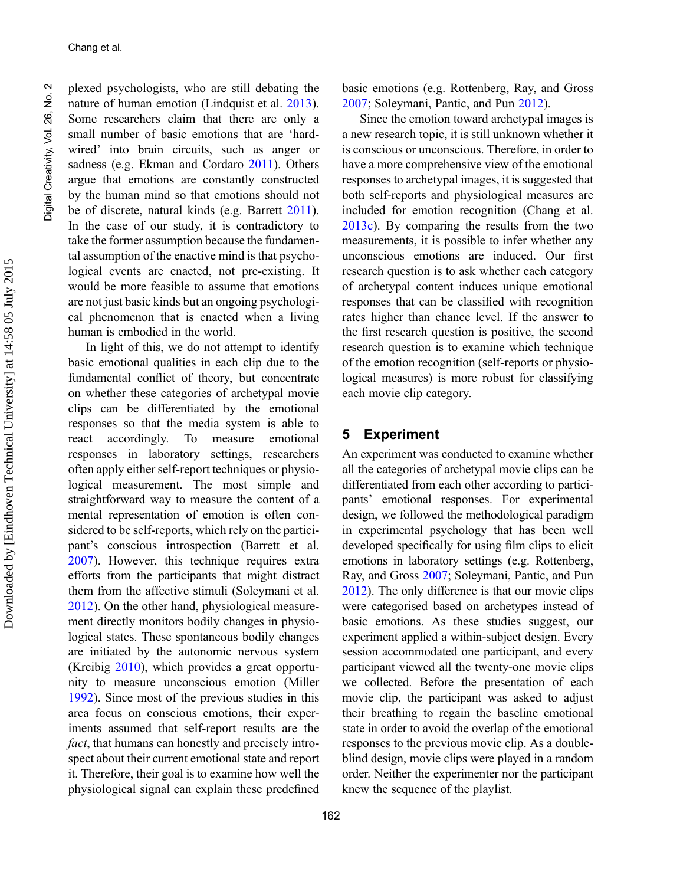plexed psychologists, who are still debating the nature of human emotion (Lindquist et al. 2013). Some researchers claim that there are only a small number of basic emotions that are 'hard-wired' into brain circuits, such as anger or sadness (e.g. Ekman and Cordaro 2011). Others argue that emotions are constantly constructed by the human mind so that emotions should not be of discrete, natural kinds (e.g. Barrett 2011). In the case of our study, it is contradictory to take the former assumption because the fundamental assumption of the enactive mind is that psychological events are enacted, not pre-existing. It would be more feasible to assume that emotions are not just basic kinds but an ongoing psychological phenomenon that is enacted when a living human is embodied in the world.

In light of this, we do not attempt to identify basic emotional qualities in each clip due to the fundamental conflict of theory, but concentrate on whether these categories of archetypal movie clips can be differentiated by the emotional responses so that the media system is able to react accordingly. To measure emotional responses in laboratory settings, researchers often apply either self-report techniques or physiological measurement. The most simple and straightforward way to measure the content of a mental representation of emotion is often considered to be self-reports, which rely on the participant's conscious introspection (Barrett et al. 2007). However, this technique requires extra efforts from the participants that might distract them from the affective stimuli (Soleymani et al. 2012). On the other hand, physiological measurement directly monitors bodily changes in physiological states. These spontaneous bodily changes are initiated by the autonomic nervous system (Kreibig 2010), which provides a great opportunity to measure unconscious emotion (Miller 1992). Since most of the previous studies in this area focus on conscious emotions, their experiments assumed that self-report results are the *fact*, that humans can honestly and precisely introspect about their current emotional state and report it. Therefore, their goal is to examine how well the physiological signal can explain these predefined basic emotions (e.g. Rottenberg, Ray, and Gross 2007; Soleymani, Pantic, and Pun 2012).

Since the emotion toward archetypal images is a new research topic, it is still unknown whether it is conscious or unconscious. Therefore, in order to have a more comprehensive view of the emotional responses to archetypal images, it is suggested that both self-reports and physiological measures are included for emotion recognition (Chang et al. 2013c). By comparing the results from the two measurements, it is possible to infer whether any unconscious emotions are induced. Our first research question is to ask whether each category of archetypal content induces unique emotional responses that can be classified with recognition rates higher than chance level. If the answer to the first research question is positive, the second research question is to examine which technique of the emotion recognition (self-reports or physiological measures) is more robust for classifying each movie clip category.

## 5 Experiment

An experiment was conducted to examine whether all the categories of archetypal movie clips can be differentiated from each other according to participants' emotional responses. For experimental design, we followed the methodological paradigm in experimental psychology that has been well developed specifically for using film clips to elicit emotions in laboratory settings (e.g. Rottenberg, Ray, and Gross 2007; Soleymani, Pantic, and Pun 2012). The only difference is that our movie clips were categorised based on archetypes instead of basic emotions. As these studies suggest, our experiment applied a within-subject design. Every session accommodated one participant, and every participant viewed all the twenty-one movie clips we collected. Before the presentation of each movie clip, the participant was asked to adjust their breathing to regain the baseline emotional state in order to avoid the overlap of the emotional responses to the previous movie clip. As a double-blind design, movie clips were played in a random order. Neither the experimenter nor the participant knew the sequence of the playlist.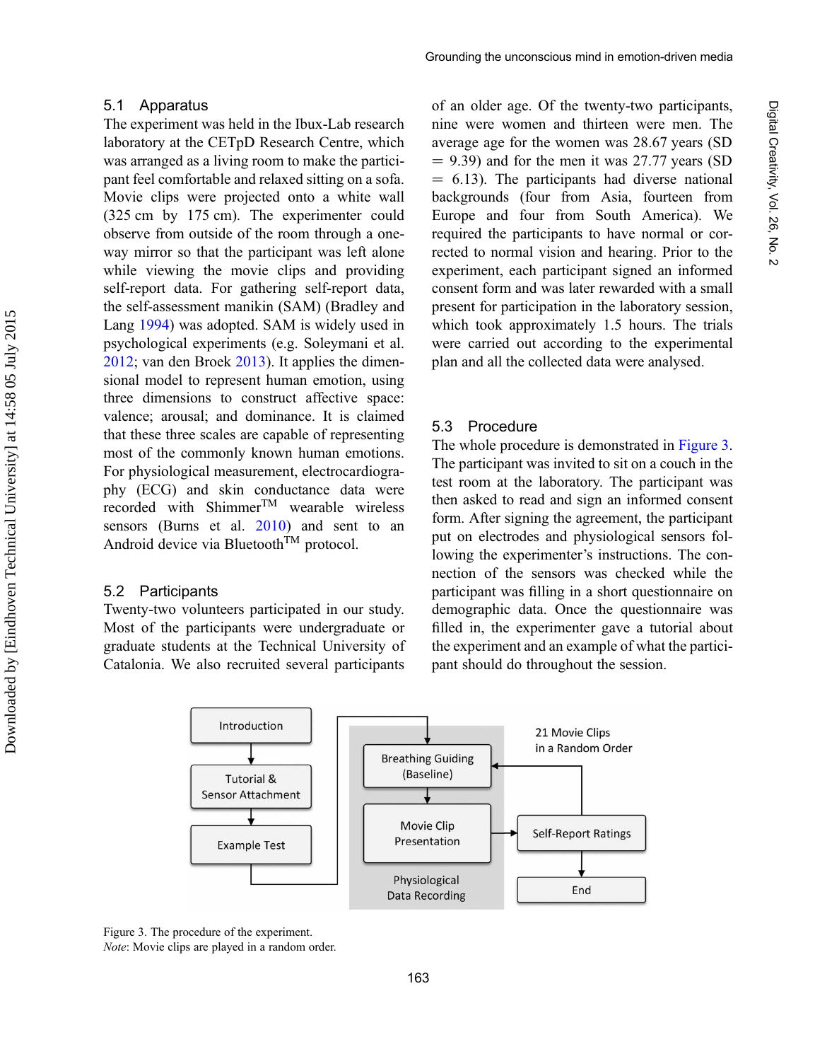## 5.1 Apparatus

The experiment was held in the Ibux-Lab research laboratory at the CETpD Research Centre, which was arranged as a living room to make the participant feel comfortable and relaxed sitting on a sofa. Movie clips were projected onto a white wall (325 cm by 175 cm). The experimenter could observe from outside of the room through a one-way mirror so that the participant was left alone while viewing the movie clips and providing self-report data. For gathering self-report data, the self-assessment manikin (SAM) (Bradley and Lang 1994) was adopted. SAM is widely used in psychological experiments (e.g. Soleymani et al. 2012; van den Broek 2013). It applies the dimensional model to represent human emotion, using three dimensions to construct affective space: valence; arousal; and dominance. It is claimed that these three scales are capable of representing most of the commonly known human emotions. For physiological measurement, electrocardiography (ECG) and skin conductance data were recorded with Shimmer™ wearable wireless sensors (Burns et al. 2010) and sent to an Android device via Bluetooth™ protocol.

## 5.2 Participants

Twenty-two volunteers participated in our study. Most of the participants were undergraduate or graduate students at the Technical University of Catalonia. We also recruited several participants of an older age. Of the twenty-two participants, nine were women and thirteen were men. The average age for the women was 28.67 years (SD = 9.39) and for the men it was 27.77 years (SD = 6.13). The participants had diverse national backgrounds (four from Asia, fourteen from Europe and four from South America). We required the participants to have normal or corrected to normal vision and hearing. Prior to the experiment, each participant signed an informed consent form and was later rewarded with a small present for participation in the laboratory session, which took approximately 1.5 hours. The trials were carried out according to the experimental plan and all the collected data were analysed.

## 5.3 Procedure

The whole procedure is demonstrated in Figure 3. The participant was invited to sit on a couch in the test room at the laboratory. The participant was then asked to read and sign an informed consent form. After signing the agreement, the participant put on electrodes and physiological sensors following the experimenter's instructions. The connection of the sensors was checked while the participant was filling in a short questionnaire on demographic data. Once the questionnaire was filled in, the experimenter gave a tutorial about the experiment and an example of what the participant should do throughout the session.

Introduction → Tutorial & Sensor Attachment → Example Test → Breathing Guiding (Baseline) → Movie Clip Presentation → Self-Report Ratings → End

(Physiological Data Recording; 21 Movie Clips in a Random Order)

Figure 3. The procedure of the experiment.
*Note*: Movie clips are played in a random order.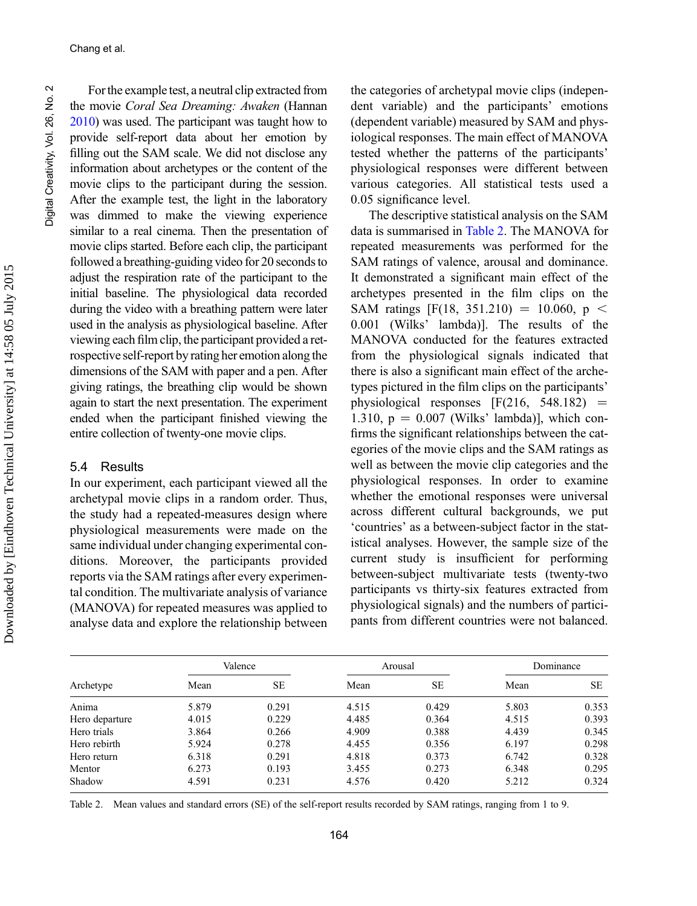For the example test, a neutral clip extracted from the movie *Coral Sea Dreaming: Awaken* (Hannan 2010) was used. The participant was taught how to provide self-report data about her emotion by filling out the SAM scale. We did not disclose any information about archetypes or the content of the movie clips to the participant during the session. After the example test, the light in the laboratory was dimmed to make the viewing experience similar to a real cinema. Then the presentation of movie clips started. Before each clip, the participant followed a breathing-guiding video for 20 seconds to adjust the respiration rate of the participant to the initial baseline. The physiological data recorded during the video with a breathing pattern were later used in the analysis as physiological baseline. After viewing each film clip, the participant provided a retrospective self-report by rating her emotion along the dimensions of the SAM with paper and a pen. After giving ratings, the breathing clip would be shown again to start the next presentation. The experiment ended when the participant finished viewing the entire collection of twenty-one movie clips.

## 5.4 Results

In our experiment, each participant viewed all the archetypal movie clips in a random order. Thus, the study had a repeated-measures design where physiological measurements were made on the same individual under changing experimental conditions. Moreover, the participants provided reports via the SAM ratings after every experimental condition. The multivariate analysis of variance (MANOVA) for repeated measures was applied to analyse data and explore the relationship between the categories of archetypal movie clips (independent variable) and the participants' emotions (dependent variable) measured by SAM and physiological responses. The main effect of MANOVA tested whether the patterns of the participants' physiological responses were different between various categories. All statistical tests used a 0.05 significance level.

The descriptive statistical analysis on the SAM data is summarised in Table 2. The MANOVA for repeated measurements was performed for the SAM ratings of valence, arousal and dominance. It demonstrated a significant main effect of the archetypes presented in the film clips on the SAM ratings [$F(18, 351.210) = 10.060$, $p < 0.001$ (Wilks' lambda)]. The results of the MANOVA conducted for the features extracted from the physiological signals indicated that there is also a significant main effect of the archetypes pictured in the film clips on the participants' physiological responses [$F(216, 548.182) = 1.310$, $p = 0.007$ (Wilks' lambda)], which confirms the significant relationships between the categories of the movie clips and the SAM ratings as well as between the movie clip categories and the physiological responses. In order to examine whether the emotional responses were universal across different cultural backgrounds, we put 'countries' as a between-subject factor in the statistical analyses. However, the sample size of the current study is insufficient for performing between-subject multivariate tests (twenty-two participants vs thirty-six features extracted from physiological signals) and the numbers of participants from different countries were not balanced.

| Archetype | Valence | | Arousal | | Dominance | |
|---|---|---|---|---|---|---|
| | Mean | SE | Mean | SE | Mean | SE |
| Anima | 5.879 | 0.291 | 4.515 | 0.429 | 5.803 | 0.353 |
| Hero departure | 4.015 | 0.229 | 4.485 | 0.364 | 4.515 | 0.393 |
| Hero trials | 3.864 | 0.266 | 4.909 | 0.388 | 4.439 | 0.345 |
| Hero rebirth | 5.924 | 0.278 | 4.455 | 0.356 | 6.197 | 0.298 |
| Hero return | 6.318 | 0.291 | 4.818 | 0.373 | 6.742 | 0.328 |
| Mentor | 6.273 | 0.193 | 3.455 | 0.273 | 6.348 | 0.295 |
| Shadow | 4.591 | 0.231 | 4.576 | 0.420 | 5.212 | 0.324 |

Table 2. Mean values and standard errors (SE) of the self-report results recorded by SAM ratings, ranging from 1 to 9.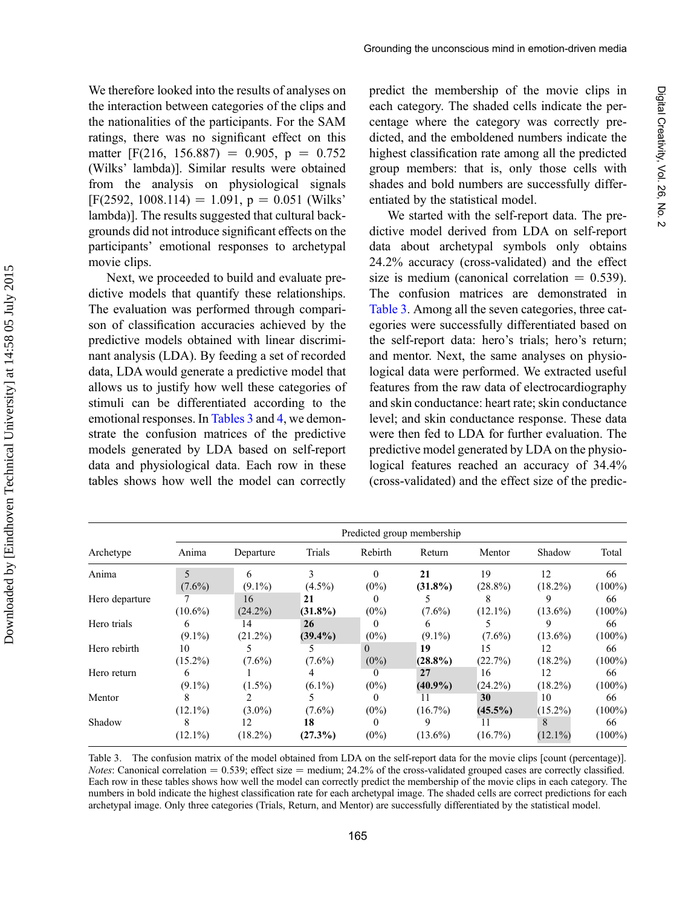We therefore looked into the results of analyses on the interaction between categories of the clips and the nationalities of the participants. For the SAM ratings, there was no significant effect on this matter [$F(216, 156.887) = 0.905$, $p = 0.752$ (Wilks' lambda)]. Similar results were obtained from the analysis on physiological signals [$F(2592, 1008.114) = 1.091$, $p = 0.051$ (Wilks' lambda)]. The results suggested that cultural backgrounds did not introduce significant effects on the participants' emotional responses to archetypal movie clips.

Next, we proceeded to build and evaluate predictive models that quantify these relationships. The evaluation was performed through comparison of classification accuracies achieved by the predictive models obtained with linear discriminant analysis (LDA). By feeding a set of recorded data, LDA would generate a predictive model that allows us to justify how well these categories of stimuli can be differentiated according to the emotional responses. In Tables 3 and 4, we demonstrate the confusion matrices of the predictive models generated by LDA based on self-report data and physiological data. Each row in these tables shows how well the model can correctly predict the membership of the movie clips in each category. The shaded cells indicate the percentage where the category was correctly predicted, and the emboldened numbers indicate the highest classification rate among all the predicted group members: that is, only those cells with shades and bold numbers are successfully differentiated by the statistical model.

We started with the self-report data. The predictive model derived from LDA on self-report data about archetypal symbols only obtains 24.2% accuracy (cross-validated) and the effect size is medium (canonical correlation = 0.539). The confusion matrices are demonstrated in Table 3. Among all the seven categories, three categories were successfully differentiated based on the self-report data: hero's trials; hero's return; and mentor. Next, the same analyses on physiological data were performed. We extracted useful features from the raw data of electrocardiography and skin conductance: heart rate; skin conductance level; and skin conductance response. These data were then fed to LDA for further evaluation. The predictive model generated by LDA on the physiological features reached an accuracy of 34.4% (cross-validated) and the effect size of the predic-

| | Predicted group membership | | | | | | | |
|---|---|---|---|---|---|---|---|---|
| Archetype | Anima | Departure | Trials | Rebirth | Return | Mentor | Shadow | Total |
| Anima | 5 (7.6%) | 6 (9.1%) | 3 (4.5%) | 0 (0%) | **21 (31.8%)** | 19 (28.8%) | 12 (18.2%) | 66 (100%) |
| Hero departure | 7 (10.6%) | 16 (24.2%) | **21 (31.8%)** | 0 (0%) | 5 (7.6%) | 8 (12.1%) | 9 (13.6%) | 66 (100%) |
| Hero trials | 6 (9.1%) | 14 (21.2%) | **26 (39.4%)** | 0 (0%) | 6 (9.1%) | 5 (7.6%) | 9 (13.6%) | 66 (100%) |
| Hero rebirth | 10 (15.2%) | 5 (7.6%) | 5 (7.6%) | 0 (0%) | **19 (28.8%)** | 15 (22.7%) | 12 (18.2%) | 66 (100%) |
| Hero return | 6 (9.1%) | 1 (1.5%) | 4 (6.1%) | 0 (0%) | **27 (40.9%)** | 16 (24.2%) | 12 (18.2%) | 66 (100%) |
| Mentor | 8 (12.1%) | 2 (3.0%) | 5 (7.6%) | 0 (0%) | 11 (16.7%) | **30 (45.5%)** | 10 (15.2%) | 66 (100%) |
| Shadow | 8 (12.1%) | 12 (18.2%) | **18 (27.3%)** | 0 (0%) | 9 (13.6%) | 11 (16.7%) | 8 (12.1%) | 66 (100%) |

Table 3. The confusion matrix of the model obtained from LDA on the self-report data for the movie clips [count (percentage)]. *Notes*: Canonical correlation = 0.539; effect size = medium; 24.2% of the cross-validated grouped cases are correctly classified. Each row in these tables shows how well the model can correctly predict the membership of the movie clips in each category. The numbers in bold indicate the highest classification rate for each archetypal image. The shaded cells are correct predictions for each archetypal image. Only three categories (Trials, Return, and Mentor) are successfully differentiated by the statistical model.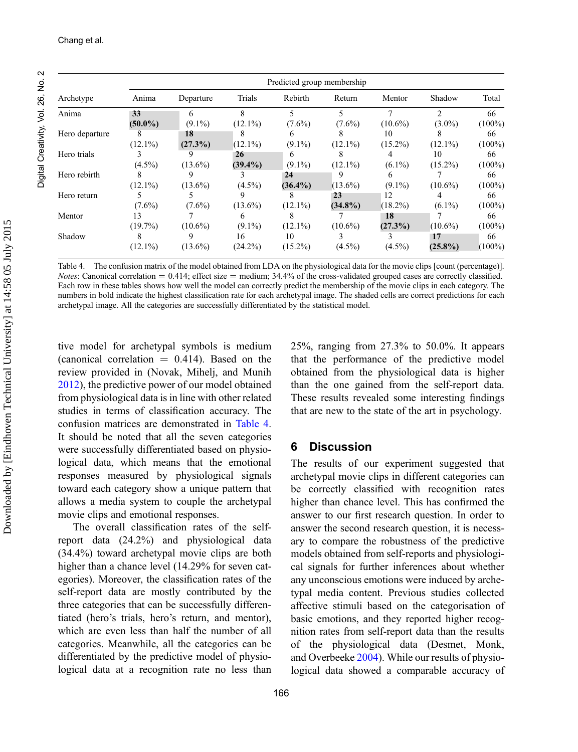| | Predicted group membership | | | | | | | |
|---|---|---|---|---|---|---|---|---|
| Archetype | Anima | Departure | Trials | Rebirth | Return | Mentor | Shadow | Total |
| Anima | **33** **(50.0%)** | 6 (9.1%) | 8 (12.1%) | 5 (7.6%) | 5 (7.6%) | 7 (10.6%) | 2 (3.0%) | 66 (100%) |
| Hero departure | 8 (12.1%) | **18** **(27.3%)** | 8 (12.1%) | 6 (9.1%) | 8 (12.1%) | 10 (15.2%) | 8 (12.1%) | 66 (100%) |
| Hero trials | 3 (4.5%) | 9 (13.6%) | **26** **(39.4%)** | 6 (9.1%) | 8 (12.1%) | 4 (6.1%) | 10 (15.2%) | 66 (100%) |
| Hero rebirth | 8 (12.1%) | 9 (13.6%) | 3 (4.5%) | **24** **(36.4%)** | 9 (13.6%) | 6 (9.1%) | 7 (10.6%) | 66 (100%) |
| Hero return | 5 (7.6%) | 5 (7.6%) | 9 (13.6%) | 8 (12.1%) | **23** **(34.8%)** | 12 (18.2%) | 4 (6.1%) | 66 (100%) |
| Mentor | 13 (19.7%) | 7 (10.6%) | 6 (9.1%) | 8 (12.1%) | 7 (10.6%) | **18** **(27.3%)** | 7 (10.6%) | 66 (100%) |
| Shadow | 8 (12.1%) | 9 (13.6%) | 16 (24.2%) | 10 (15.2%) | 3 (4.5%) | 3 (4.5%) | **17** **(25.8%)** | 66 (100%) |

Table 4. The confusion matrix of the model obtained from LDA on the physiological data for the movie clips [count (percentage)]. *Notes*: Canonical correlation = 0.414; effect size = medium; 34.4% of the cross-validated grouped cases are correctly classified. Each row in these tables shows how well the model can correctly predict the membership of the movie clips in each category. The numbers in bold indicate the highest classification rate for each archetypal image. The shaded cells are correct predictions for each archetypal image. All the categories are successfully differentiated by the statistical model.

tive model for archetypal symbols is medium (canonical correlation = 0.414). Based on the review provided in (Novak, Mihelj, and Munih 2012), the predictive power of our model obtained from physiological data is in line with other related studies in terms of classification accuracy. The confusion matrices are demonstrated in Table 4. It should be noted that all the seven categories were successfully differentiated based on physiological data, which means that the emotional responses measured by physiological signals toward each category show a unique pattern that allows a media system to couple the archetypal movie clips and emotional responses.

The overall classification rates of the self-report data (24.2%) and physiological data (34.4%) toward archetypal movie clips are both higher than a chance level (14.29% for seven categories). Moreover, the classification rates of the self-report data are mostly contributed by the three categories that can be successfully differentiated (hero's trials, hero's return, and mentor), which are even less than half the number of all categories. Meanwhile, all the categories can be differentiated by the predictive model of physiological data at a recognition rate no less than 25%, ranging from 27.3% to 50.0%. It appears that the performance of the predictive model obtained from the physiological data is higher than the one gained from the self-report data. These results revealed some interesting findings that are new to the state of the art in psychology.

## 6 Discussion

The results of our experiment suggested that archetypal movie clips in different categories can be correctly classified with recognition rates higher than chance level. This has confirmed the answer to our first research question. In order to answer the second research question, it is necessary to compare the robustness of the predictive models obtained from self-reports and physiological signals for further inferences about whether any unconscious emotions were induced by archetypal media content. Previous studies collected affective stimuli based on the categorisation of basic emotions, and they reported higher recognition rates from self-report data than the results of the physiological data (Desmet, Monk, and Overbeeke 2004). While our results of physiological data showed a comparable accuracy of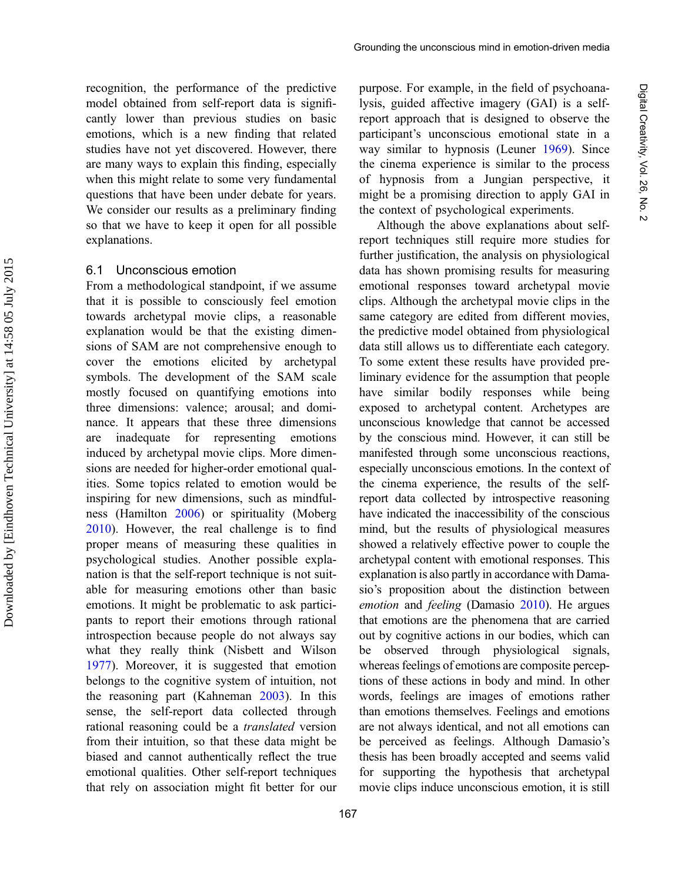recognition, the performance of the predictive model obtained from self-report data is significantly lower than previous studies on basic emotions, which is a new finding that related studies have not yet discovered. However, there are many ways to explain this finding, especially when this might relate to some very fundamental questions that have been under debate for years. We consider our results as a preliminary finding so that we have to keep it open for all possible explanations.

### 6.1 Unconscious emotion

From a methodological standpoint, if we assume that it is possible to consciously feel emotion towards archetypal movie clips, a reasonable explanation would be that the existing dimensions of SAM are not comprehensive enough to cover the emotions elicited by archetypal symbols. The development of the SAM scale mostly focused on quantifying emotions into three dimensions: valence; arousal; and dominance. It appears that these three dimensions are inadequate for representing emotions induced by archetypal movie clips. More dimensions are needed for higher-order emotional qualities. Some topics related to emotion would be inspiring for new dimensions, such as mindfulness (Hamilton 2006) or spirituality (Moberg 2010). However, the real challenge is to find proper means of measuring these qualities in psychological studies. Another possible explanation is that the self-report technique is not suitable for measuring emotions other than basic emotions. It might be problematic to ask participants to report their emotions through rational introspection because people do not always say what they really think (Nisbett and Wilson 1977). Moreover, it is suggested that emotion belongs to the cognitive system of intuition, not the reasoning part (Kahneman 2003). In this sense, the self-report data collected through rational reasoning could be a *translated* version from their intuition, so that these data might be biased and cannot authentically reflect the true emotional qualities. Other self-report techniques that rely on association might fit better for our purpose. For example, in the field of psychoanalysis, guided affective imagery (GAI) is a self-report approach that is designed to observe the participant's unconscious emotional state in a way similar to hypnosis (Leuner 1969). Since the cinema experience is similar to the process of hypnosis from a Jungian perspective, it might be a promising direction to apply GAI in the context of psychological experiments.

Although the above explanations about self-report techniques still require more studies for further justification, the analysis on physiological data has shown promising results for measuring emotional responses toward archetypal movie clips. Although the archetypal movie clips in the same category are edited from different movies, the predictive model obtained from physiological data still allows us to differentiate each category. To some extent these results have provided preliminary evidence for the assumption that people have similar bodily responses while being exposed to archetypal content. Archetypes are unconscious knowledge that cannot be accessed by the conscious mind. However, it can still be manifested through some unconscious reactions, especially unconscious emotions. In the context of the cinema experience, the results of the self-report data collected by introspective reasoning have indicated the inaccessibility of the conscious mind, but the results of physiological measures showed a relatively effective power to couple the archetypal content with emotional responses. This explanation is also partly in accordance with Damasio's proposition about the distinction between *emotion* and *feeling* (Damasio 2010). He argues that emotions are the phenomena that are carried out by cognitive actions in our bodies, which can be observed through physiological signals, whereas feelings of emotions are composite perceptions of these actions in body and mind. In other words, feelings are images of emotions rather than emotions themselves. Feelings and emotions are not always identical, and not all emotions can be perceived as feelings. Although Damasio's thesis has been broadly accepted and seems valid for supporting the hypothesis that archetypal movie clips induce unconscious emotion, it is still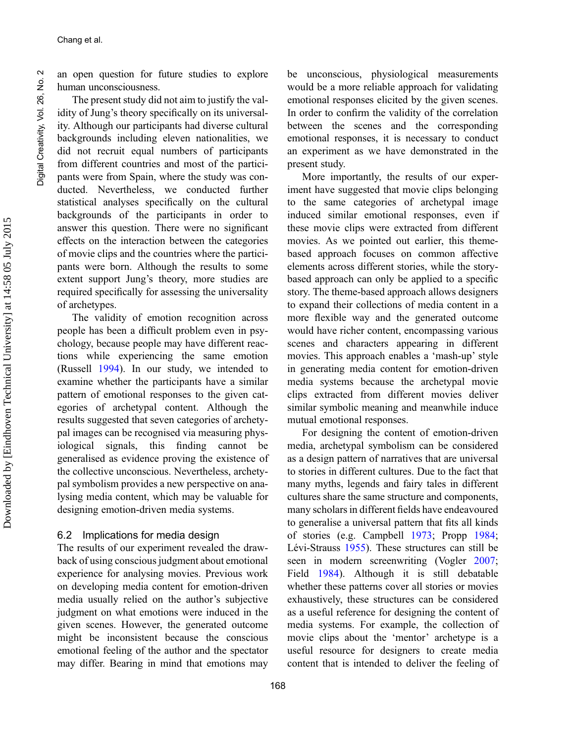an open question for future studies to explore human unconsciousness.

The present study did not aim to justify the validity of Jung's theory specifically on its universality. Although our participants had diverse cultural backgrounds including eleven nationalities, we did not recruit equal numbers of participants from different countries and most of the participants were from Spain, where the study was conducted. Nevertheless, we conducted further statistical analyses specifically on the cultural backgrounds of the participants in order to answer this question. There were no significant effects on the interaction between the categories of movie clips and the countries where the participants were born. Although the results to some extent support Jung's theory, more studies are required specifically for assessing the universality of archetypes.

The validity of emotion recognition across people has been a difficult problem even in psychology, because people may have different reactions while experiencing the same emotion (Russell 1994). In our study, we intended to examine whether the participants have a similar pattern of emotional responses to the given categories of archetypal content. Although the results suggested that seven categories of archetypal images can be recognised via measuring physiological signals, this finding cannot be generalised as evidence proving the existence of the collective unconscious. Nevertheless, archetypal symbolism provides a new perspective on analysing media content, which may be valuable for designing emotion-driven media systems.

## 6.2 Implications for media design

The results of our experiment revealed the drawback of using conscious judgment about emotional experience for analysing movies. Previous work on developing media content for emotion-driven media usually relied on the author's subjective judgment on what emotions were induced in the given scenes. However, the generated outcome might be inconsistent because the conscious emotional feeling of the author and the spectator may differ. Bearing in mind that emotions may be unconscious, physiological measurements would be a more reliable approach for validating emotional responses elicited by the given scenes. In order to confirm the validity of the correlation between the scenes and the corresponding emotional responses, it is necessary to conduct an experiment as we have demonstrated in the present study.

More importantly, the results of our experiment have suggested that movie clips belonging to the same categories of archetypal image induced similar emotional responses, even if these movie clips were extracted from different movies. As we pointed out earlier, this theme-based approach focuses on common affective elements across different stories, while the story-based approach can only be applied to a specific story. The theme-based approach allows designers to expand their collections of media content in a more flexible way and the generated outcome would have richer content, encompassing various scenes and characters appearing in different movies. This approach enables a 'mash-up' style in generating media content for emotion-driven media systems because the archetypal movie clips extracted from different movies deliver similar symbolic meaning and meanwhile induce mutual emotional responses.

For designing the content of emotion-driven media, archetypal symbolism can be considered as a design pattern of narratives that are universal to stories in different cultures. Due to the fact that many myths, legends and fairy tales in different cultures share the same structure and components, many scholars in different fields have endeavoured to generalise a universal pattern that fits all kinds of stories (e.g. Campbell 1973; Propp 1984; Lévi-Strauss 1955). These structures can still be seen in modern screenwriting (Vogler 2007; Field 1984). Although it is still debatable whether these patterns cover all stories or movies exhaustively, these structures can be considered as a useful reference for designing the content of media systems. For example, the collection of movie clips about the 'mentor' archetype is a useful resource for designers to create media content that is intended to deliver the feeling of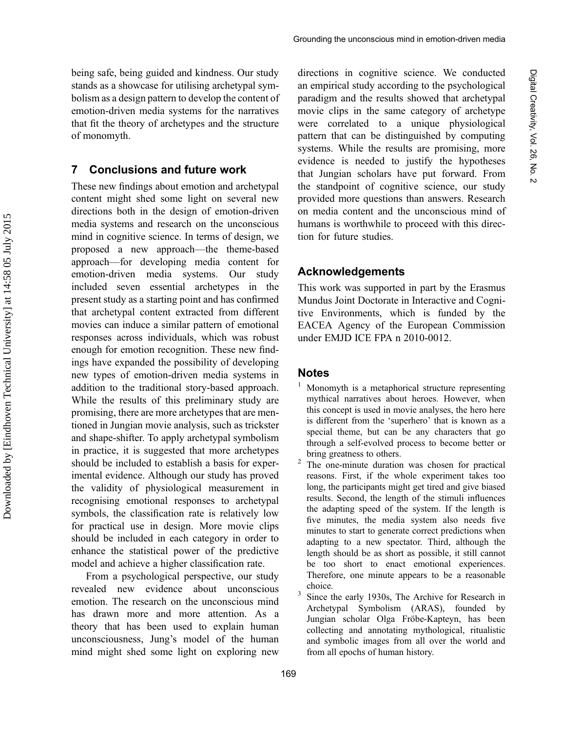being safe, being guided and kindness. Our study stands as a showcase for utilising archetypal symbolism as a design pattern to develop the content of emotion-driven media systems for the narratives that fit the theory of archetypes and the structure of monomyth.

## 7 Conclusions and future work

These new findings about emotion and archetypal content might shed some light on several new directions both in the design of emotion-driven media systems and research on the unconscious mind in cognitive science. In terms of design, we proposed a new approach—the theme-based approach—for developing media content for emotion-driven media systems. Our study included seven essential archetypes in the present study as a starting point and has confirmed that archetypal content extracted from different movies can induce a similar pattern of emotional responses across individuals, which was robust enough for emotion recognition. These new findings have expanded the possibility of developing new types of emotion-driven media systems in addition to the traditional story-based approach. While the results of this preliminary study are promising, there are more archetypes that are mentioned in Jungian movie analysis, such as trickster and shape-shifter. To apply archetypal symbolism in practice, it is suggested that more archetypes should be included to establish a basis for experimental evidence. Although our study has proved the validity of physiological measurement in recognising emotional responses to archetypal symbols, the classification rate is relatively low for practical use in design. More movie clips should be included in each category in order to enhance the statistical power of the predictive model and achieve a higher classification rate.

From a psychological perspective, our study revealed new evidence about unconscious emotion. The research on the unconscious mind has drawn more and more attention. As a theory that has been used to explain human unconsciousness, Jung's model of the human mind might shed some light on exploring new directions in cognitive science. We conducted an empirical study according to the psychological paradigm and the results showed that archetypal movie clips in the same category of archetype were correlated to a unique physiological pattern that can be distinguished by computing systems. While the results are promising, more evidence is needed to justify the hypotheses that Jungian scholars have put forward. From the standpoint of cognitive science, our study provided more questions than answers. Research on media content and the unconscious mind of humans is worthwhile to proceed with this direction for future studies.

## Acknowledgements

This work was supported in part by the Erasmus Mundus Joint Doctorate in Interactive and Cognitive Environments, which is funded by the EACEA Agency of the European Commission under EMJD ICE FPA n 2010-0012.

## Notes

[1] Monomyth is a metaphorical structure representing mythical narratives about heroes. However, when this concept is used in movie analyses, the hero here is different from the 'superhero' that is known as a special theme, but can be any characters that go through a self-evolved process to become better or bring greatness to others.

[2] The one-minute duration was chosen for practical reasons. First, if the whole experiment takes too long, the participants might get tired and give biased results. Second, the length of the stimuli influences the adapting speed of the system. If the length is five minutes, the media system also needs five minutes to start to generate correct predictions when adapting to a new spectator. Third, although the length should be as short as possible, it still cannot be too short to enact emotional experiences. Therefore, one minute appears to be a reasonable choice.

[3] Since the early 1930s, The Archive for Research in Archetypal Symbolism (ARAS), founded by Jungian scholar Olga Fröbe-Kapteyn, has been collecting and annotating mythological, ritualistic and symbolic images from all over the world and from all epochs of human history.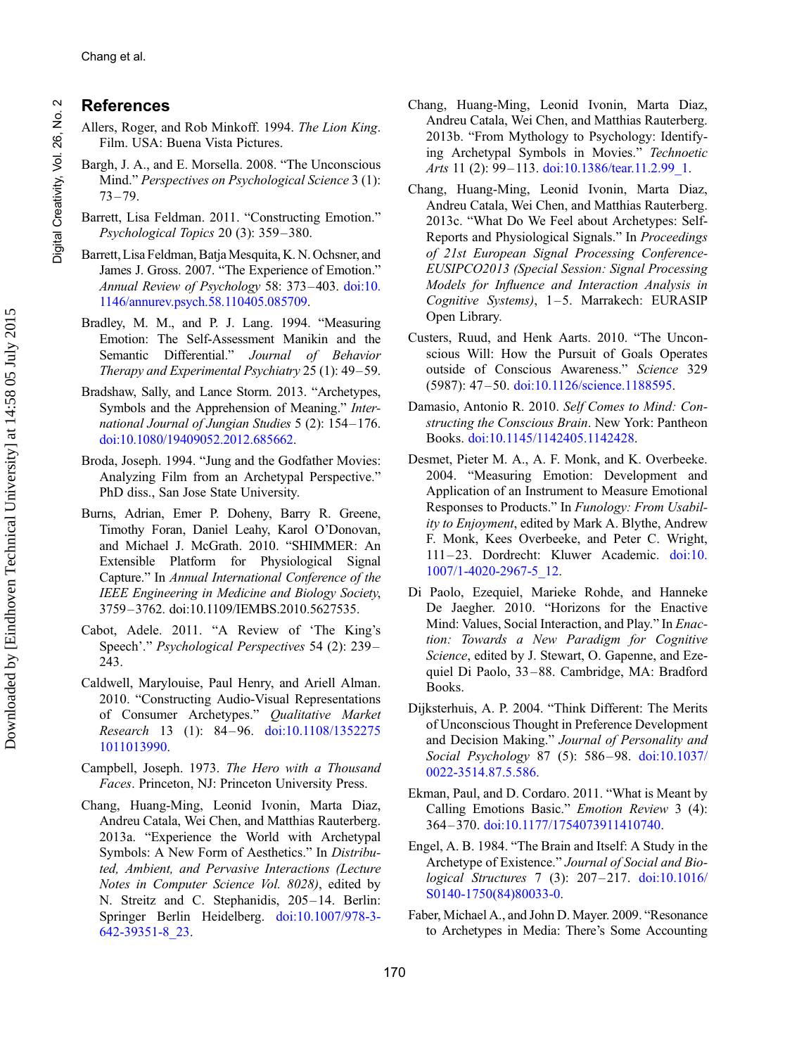## References

Allers, Roger, and Rob Minkoff. 1994. *The Lion King*. Film. USA: Buena Vista Pictures.

Bargh, J. A., and E. Morsella. 2008. "The Unconscious Mind." *Perspectives on Psychological Science* 3 (1): 73–79.

Barrett, Lisa Feldman. 2011. "Constructing Emotion." *Psychological Topics* 20 (3): 359–380.

Barrett, Lisa Feldman, Batja Mesquita, K. N. Ochsner, and James J. Gross. 2007. "The Experience of Emotion." *Annual Review of Psychology* 58: 373–403. doi:10.1146/annurev.psych.58.110405.085709.

Bradley, M. M., and P. J. Lang. 1994. "Measuring Emotion: The Self-Assessment Manikin and the Semantic Differential." *Journal of Behavior Therapy and Experimental Psychiatry* 25 (1): 49–59.

Bradshaw, Sally, and Lance Storm. 2013. "Archetypes, Symbols and the Apprehension of Meaning." *International Journal of Jungian Studies* 5 (2): 154–176. doi:10.1080/19409052.2012.685662.

Broda, Joseph. 1994. "Jung and the Godfather Movies: Analyzing Film from an Archetypal Perspective." PhD diss., San Jose State University.

Burns, Adrian, Emer P. Doheny, Barry R. Greene, Timothy Foran, Daniel Leahy, Karol O'Donovan, and Michael J. McGrath. 2010. "SHIMMER: An Extensible Platform for Physiological Signal Capture." In *Annual International Conference of the IEEE Engineering in Medicine and Biology Society*, 3759–3762. doi:10.1109/IEMBS.2010.5627535.

Cabot, Adele. 2011. "A Review of 'The King's Speech'." *Psychological Perspectives* 54 (2): 239–243.

Caldwell, Marylouise, Paul Henry, and Ariell Alman. 2010. "Constructing Audio-Visual Representations of Consumer Archetypes." *Qualitative Market Research* 13 (1): 84–96. doi:10.1108/13522751011013990.

Campbell, Joseph. 1973. *The Hero with a Thousand Faces*. Princeton, NJ: Princeton University Press.

Chang, Huang-Ming, Leonid Ivonin, Marta Diaz, Andreu Catala, Wei Chen, and Matthias Rauterberg. 2013a. "Experience the World with Archetypal Symbols: A New Form of Aesthetics." In *Distributed, Ambient, and Pervasive Interactions (Lecture Notes in Computer Science Vol. 8028)*, edited by N. Streitz and C. Stephanidis, 205–14. Berlin: Springer Berlin Heidelberg. doi:10.1007/978-3-642-39351-8_23.

Chang, Huang-Ming, Leonid Ivonin, Marta Diaz, Andreu Catala, Wei Chen, and Matthias Rauterberg. 2013b. "From Mythology to Psychology: Identifying Archetypal Symbols in Movies." *Technoetic Arts* 11 (2): 99–113. doi:10.1386/tear.11.2.99_1.

Chang, Huang-Ming, Leonid Ivonin, Marta Diaz, Andreu Catala, Wei Chen, and Matthias Rauterberg. 2013c. "What Do We Feel about Archetypes: Self-Reports and Physiological Signals." In *Proceedings of 21st European Signal Processing Conference-EUSIPCO2013 (Special Session: Signal Processing Models for Influence and Interaction Analysis in Cognitive Systems)*, 1–5. Marrakech: EURASIP Open Library.

Custers, Ruud, and Henk Aarts. 2010. "The Unconscious Will: How the Pursuit of Goals Operates outside of Conscious Awareness." *Science* 329 (5987): 47–50. doi:10.1126/science.1188595.

Damasio, Antonio R. 2010. *Self Comes to Mind: Constructing the Conscious Brain*. New York: Pantheon Books. doi:10.1145/1142405.1142428.

Desmet, Pieter M. A., A. F. Monk, and K. Overbeeke. 2004. "Measuring Emotion: Development and Application of an Instrument to Measure Emotional Responses to Products." In *Funology: From Usability to Enjoyment*, edited by Mark A. Blythe, Andrew F. Monk, Kees Overbeeke, and Peter C. Wright, 111–23. Dordrecht: Kluwer Academic. doi:10.1007/1-4020-2967-5_12.

Di Paolo, Ezequiel, Marieke Rohde, and Hanneke De Jaegher. 2010. "Horizons for the Enactive Mind: Values, Social Interaction, and Play." In *Enaction: Towards a New Paradigm for Cognitive Science*, edited by J. Stewart, O. Gapenne, and Ezequiel Di Paolo, 33–88. Cambridge, MA: Bradford Books.

Dijksterhuis, A. P. 2004. "Think Different: The Merits of Unconscious Thought in Preference Development and Decision Making." *Journal of Personality and Social Psychology* 87 (5): 586–98. doi:10.1037/0022-3514.87.5.586.

Ekman, Paul, and D. Cordaro. 2011. "What is Meant by Calling Emotions Basic." *Emotion Review* 3 (4): 364–370. doi:10.1177/1754073911410740.

Engel, A. B. 1984. "The Brain and Itself: A Study in the Archetype of Existence." *Journal of Social and Biological Structures* 7 (3): 207–217. doi:10.1016/S0140-1750(84)80033-0.

Faber, Michael A., and John D. Mayer. 2009. "Resonance to Archetypes in Media: There's Some Accounting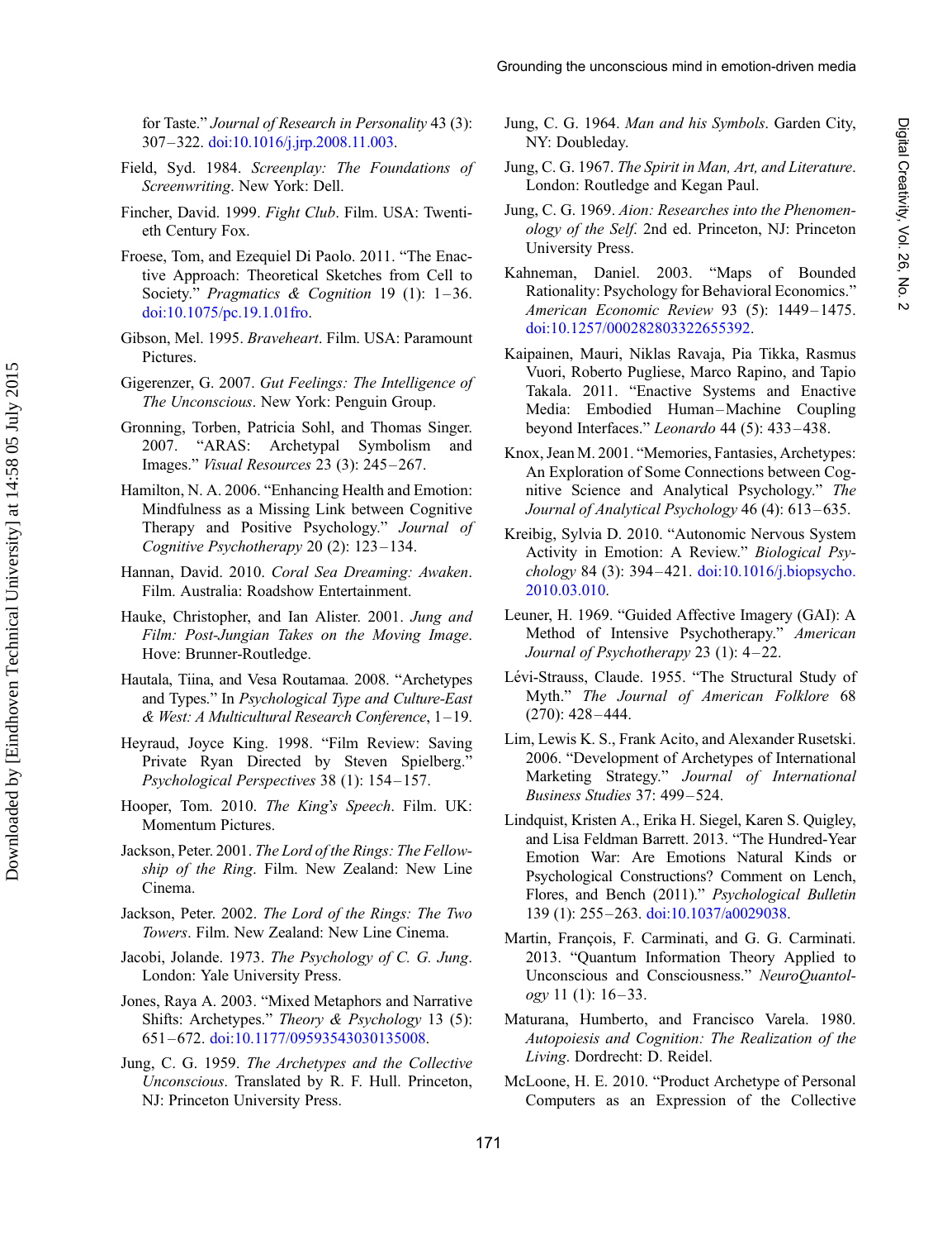for Taste." *Journal of Research in Personality* 43 (3): 307–322. doi:10.1016/j.jrp.2008.11.003.

Field, Syd. 1984. *Screenplay: The Foundations of Screenwriting*. New York: Dell.

Fincher, David. 1999. *Fight Club*. Film. USA: Twentieth Century Fox.

Froese, Tom, and Ezequiel Di Paolo. 2011. "The Enactive Approach: Theoretical Sketches from Cell to Society." *Pragmatics & Cognition* 19 (1): 1–36. doi:10.1075/pc.19.1.01fro.

Gibson, Mel. 1995. *Braveheart*. Film. USA: Paramount Pictures.

Gigerenzer, G. 2007. *Gut Feelings: The Intelligence of The Unconscious*. New York: Penguin Group.

Gronning, Torben, Patricia Sohl, and Thomas Singer. 2007. "ARAS: Archetypal Symbolism and Images." *Visual Resources* 23 (3): 245–267.

Hamilton, N. A. 2006. "Enhancing Health and Emotion: Mindfulness as a Missing Link between Cognitive Therapy and Positive Psychology." *Journal of Cognitive Psychotherapy* 20 (2): 123–134.

Hannan, David. 2010. *Coral Sea Dreaming: Awaken*. Film. Australia: Roadshow Entertainment.

Hauke, Christopher, and Ian Alister. 2001. *Jung and Film: Post-Jungian Takes on the Moving Image*. Hove: Brunner-Routledge.

Hautala, Tiina, and Vesa Routamaa. 2008. "Archetypes and Types." In *Psychological Type and Culture-East & West: A Multicultural Research Conference*, 1–19.

Heyraud, Joyce King. 1998. "Film Review: Saving Private Ryan Directed by Steven Spielberg." *Psychological Perspectives* 38 (1): 154–157.

Hooper, Tom. 2010. *The King's Speech*. Film. UK: Momentum Pictures.

Jackson, Peter. 2001. *The Lord of the Rings: The Fellowship of the Ring*. Film. New Zealand: New Line Cinema.

Jackson, Peter. 2002. *The Lord of the Rings: The Two Towers*. Film. New Zealand: New Line Cinema.

Jacobi, Jolande. 1973. *The Psychology of C. G. Jung*. London: Yale University Press.

Jones, Raya A. 2003. "Mixed Metaphors and Narrative Shifts: Archetypes." *Theory & Psychology* 13 (5): 651–672. doi:10.1177/09593543030135008.

Jung, C. G. 1959. *The Archetypes and the Collective Unconscious*. Translated by R. F. Hull. Princeton, NJ: Princeton University Press.

Jung, C. G. 1964. *Man and his Symbols*. Garden City, NY: Doubleday.

Jung, C. G. 1967. *The Spirit in Man, Art, and Literature*. London: Routledge and Kegan Paul.

Jung, C. G. 1969. *Aion: Researches into the Phenomenology of the Self*. 2nd ed. Princeton, NJ: Princeton University Press.

Kahneman, Daniel. 2003. "Maps of Bounded Rationality: Psychology for Behavioral Economics." *American Economic Review* 93 (5): 1449–1475. doi:10.1257/000282803322655392.

Kaipainen, Mauri, Niklas Ravaja, Pia Tikka, Rasmus Vuori, Roberto Pugliese, Marco Rapino, and Tapio Takala. 2011. "Enactive Systems and Enactive Media: Embodied Human–Machine Coupling beyond Interfaces." *Leonardo* 44 (5): 433–438.

Knox, Jean M. 2001. "Memories, Fantasies, Archetypes: An Exploration of Some Connections between Cognitive Science and Analytical Psychology." *The Journal of Analytical Psychology* 46 (4): 613–635.

Kreibig, Sylvia D. 2010. "Autonomic Nervous System Activity in Emotion: A Review." *Biological Psychology* 84 (3): 394–421. doi:10.1016/j.biopsycho.2010.03.010.

Leuner, H. 1969. "Guided Affective Imagery (GAI): A Method of Intensive Psychotherapy." *American Journal of Psychotherapy* 23 (1): 4–22.

Lévi-Strauss, Claude. 1955. "The Structural Study of Myth." *The Journal of American Folklore* 68 (270): 428–444.

Lim, Lewis K. S., Frank Acito, and Alexander Rusetski. 2006. "Development of Archetypes of International Marketing Strategy." *Journal of International Business Studies* 37: 499–524.

Lindquist, Kristen A., Erika H. Siegel, Karen S. Quigley, and Lisa Feldman Barrett. 2013. "The Hundred-Year Emotion War: Are Emotions Natural Kinds or Psychological Constructions? Comment on Lench, Flores, and Bench (2011)." *Psychological Bulletin* 139 (1): 255–263. doi:10.1037/a0029038.

Martin, François, F. Carminati, and G. G. Carminati. 2013. "Quantum Information Theory Applied to Unconscious and Consciousness." *NeuroQuantology* 11 (1): 16–33.

Maturana, Humberto, and Francisco Varela. 1980. *Autopoiesis and Cognition: The Realization of the Living*. Dordrecht: D. Reidel.

McLoone, H. E. 2010. "Product Archetype of Personal Computers as an Expression of the Collective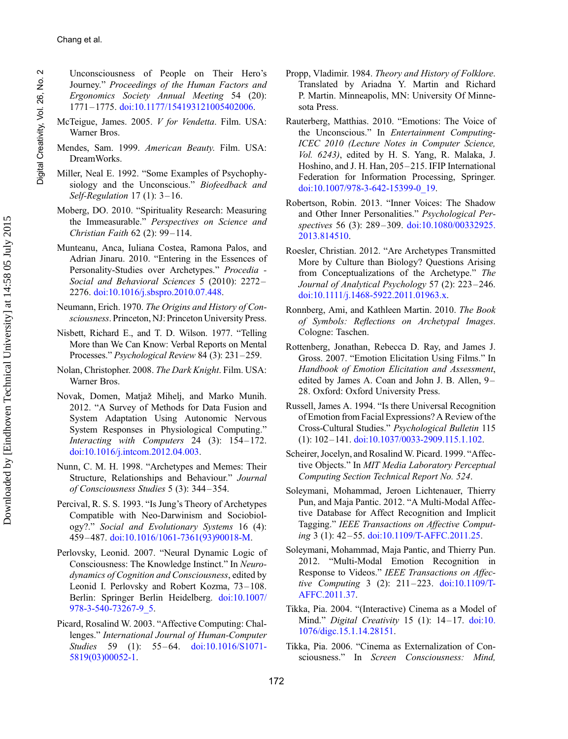Unconsciousness of People on Their Hero's Journey." *Proceedings of the Human Factors and Ergonomics Society Annual Meeting* 54 (20): 1771–1775. doi:10.1177/154193121005402006.

McTeigue, James. 2005. *V for Vendetta*. Film. USA: Warner Bros.

Mendes, Sam. 1999. *American Beauty*. Film. USA: DreamWorks.

Miller, Neal E. 1992. "Some Examples of Psychophysiology and the Unconscious." *Biofeedback and Self-Regulation* 17 (1): 3–16.

Moberg, DO. 2010. "Spirituality Research: Measuring the Immeasurable." *Perspectives on Science and Christian Faith* 62 (2): 99–114.

Munteanu, Anca, Iuliana Costea, Ramona Palos, and Adrian Jinaru. 2010. "Entering in the Essences of Personality-Studies over Archetypes." *Procedia - Social and Behavioral Sciences* 5 (2010): 2272–2276. doi:10.1016/j.sbspro.2010.07.448.

Neumann, Erich. 1970. *The Origins and History of Consciousness*. Princeton, NJ: Princeton University Press.

Nisbett, Richard E., and T. D. Wilson. 1977. "Telling More than We Can Know: Verbal Reports on Mental Processes." *Psychological Review* 84 (3): 231–259.

Nolan, Christopher. 2008. *The Dark Knight*. Film. USA: Warner Bros.

Novak, Domen, Matjaž Mihelj, and Marko Munih. 2012. "A Survey of Methods for Data Fusion and System Adaptation Using Autonomic Nervous System Responses in Physiological Computing." *Interacting with Computers* 24 (3): 154–172. doi:10.1016/j.intcom.2012.04.003.

Nunn, C. M. H. 1998. "Archetypes and Memes: Their Structure, Relationships and Behaviour." *Journal of Consciousness Studies* 5 (3): 344–354.

Percival, R. S. S. 1993. "Is Jung's Theory of Archetypes Compatible with Neo-Darwinism and Sociobiology?." *Social and Evolutionary Systems* 16 (4): 459–487. doi:10.1016/1061-7361(93)90018-M.

Perlovsky, Leonid. 2007. "Neural Dynamic Logic of Consciousness: The Knowledge Instinct." In *Neurodynamics of Cognition and Consciousness*, edited by Leonid I. Perlovsky and Robert Kozma, 73–108. Berlin: Springer Berlin Heidelberg. doi:10.1007/978-3-540-73267-9_5.

Picard, Rosalind W. 2003. "Affective Computing: Challenges." *International Journal of Human-Computer Studies* 59 (1): 55–64. doi:10.1016/S1071-5819(03)00052-1.

Propp, Vladimir. 1984. *Theory and History of Folklore*. Translated by Ariadna Y. Martin and Richard P. Martin. Minneapolis, MN: University Of Minnesota Press.

Rauterberg, Matthias. 2010. "Emotions: The Voice of the Unconscious." In *Entertainment Computing-ICEC 2010 (Lecture Notes in Computer Science, Vol. 6243)*, edited by H. S. Yang, R. Malaka, J. Hoshino, and J. H. Han, 205–215. IFIP International Federation for Information Processing, Springer. doi:10.1007/978-3-642-15399-0_19.

Robertson, Robin. 2013. "Inner Voices: The Shadow and Other Inner Personalities." *Psychological Perspectives* 56 (3): 289–309. doi:10.1080/00332925.2013.814510.

Roesler, Christian. 2012. "Are Archetypes Transmitted More by Culture than Biology? Questions Arising from Conceptualizations of the Archetype." *The Journal of Analytical Psychology* 57 (2): 223–246. doi:10.1111/j.1468-5922.2011.01963.x.

Ronnberg, Ami, and Kathleen Martin. 2010. *The Book of Symbols: Reflections on Archetypal Images*. Cologne: Taschen.

Rottenberg, Jonathan, Rebecca D. Ray, and James J. Gross. 2007. "Emotion Elicitation Using Films." In *Handbook of Emotion Elicitation and Assessment*, edited by James A. Coan and John J. B. Allen, 9–28. Oxford: Oxford University Press.

Russell, James A. 1994. "Is there Universal Recognition of Emotion from Facial Expressions? A Review of the Cross-Cultural Studies." *Psychological Bulletin* 115 (1): 102–141. doi:10.1037/0033-2909.115.1.102.

Scheirer, Jocelyn, and Rosalind W. Picard. 1999. "Affective Objects." In *MIT Media Laboratory Perceptual Computing Section Technical Report No. 524*.

Soleymani, Mohammad, Jeroen Lichtenauer, Thierry Pun, and Maja Pantic. 2012. "A Multi-Modal Affective Database for Affect Recognition and Implicit Tagging." *IEEE Transactions on Affective Computing* 3 (1): 42–55. doi:10.1109/T-AFFC.2011.25.

Soleymani, Mohammad, Maja Pantic, and Thierry Pun. 2012. "Multi-Modal Emotion Recognition in Response to Videos." *IEEE Transactions on Affective Computing* 3 (2): 211–223. doi:10.1109/T-AFFC.2011.37.

Tikka, Pia. 2004. "(Interactive) Cinema as a Model of Mind." *Digital Creativity* 15 (1): 14–17. doi:10.1076/digc.15.1.14.28151.

Tikka, Pia. 2006. "Cinema as Externalization of Consciousness." In *Screen Consciousness: Mind,*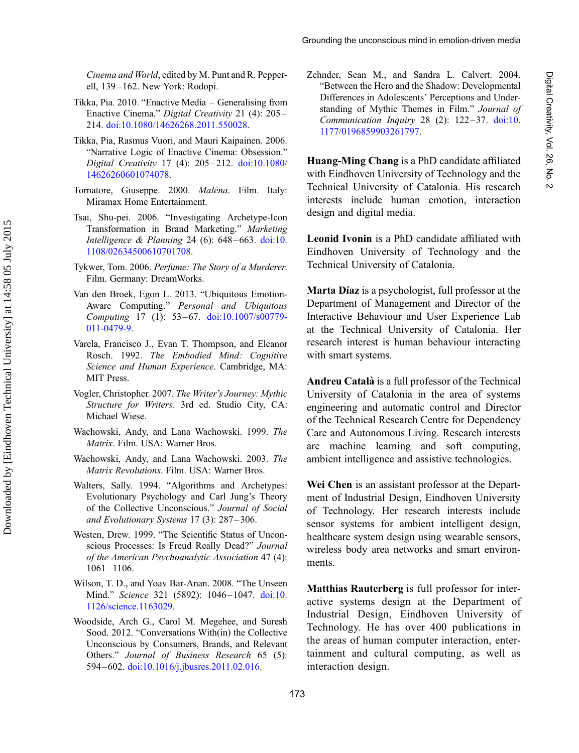Cinema and World*, edited by M. Punt and R. Pepperell, 139–162. New York: Rodopi.

Tikka, Pia. 2010. "Enactive Media – Generalising from Enactive Cinema." *Digital Creativity* 21 (4): 205–214. doi:10.1080/14626268.2011.550028.

Tikka, Pia, Rasmus Vuori, and Mauri Kaipainen. 2006. "Narrative Logic of Enactive Cinema: Obsession." *Digital Creativity* 17 (4): 205–212. doi:10.1080/14626260601074078.

Tornatore, Giuseppe. 2000. *Malèna*. Film. Italy: Miramax Home Entertainment.

Tsai, Shu-pei. 2006. "Investigating Archetype-Icon Transformation in Brand Marketing." *Marketing Intelligence & Planning* 24 (6): 648–663. doi:10.1108/02634500610701708.

Tykwer, Tom. 2006. *Perfume: The Story of a Murderer*. Film. Germany: DreamWorks.

Van den Broek, Egon L. 2013. "Ubiquitous Emotion-Aware Computing." *Personal and Ubiquitous Computing* 17 (1): 53–67. doi:10.1007/s00779-011-0479-9.

Varela, Francisco J., Evan T. Thompson, and Eleanor Rosch. 1992. *The Embodied Mind: Cognitive Science and Human Experience*. Cambridge, MA: MIT Press.

Vogler, Christopher. 2007. *The Writer's Journey: Mythic Structure for Writers*. 3rd ed. Studio City, CA: Michael Wiese.

Wachowski, Andy, and Lana Wachowski. 1999. *The Matrix*. Film. USA: Warner Bros.

Wachowski, Andy, and Lana Wachowski. 2003. *The Matrix Revolutions*. Film. USA: Warner Bros.

Walters, Sally. 1994. "Algorithms and Archetypes: Evolutionary Psychology and Carl Jung's Theory of the Collective Unconscious." *Journal of Social and Evolutionary Systems* 17 (3): 287–306.

Westen, Drew. 1999. "The Scientific Status of Unconscious Processes: Is Freud Really Dead?" *Journal of the American Psychoanalytic Association* 47 (4): 1061–1106.

Wilson, T. D., and Yoav Bar-Anan. 2008. "The Unseen Mind." *Science* 321 (5892): 1046–1047. doi:10.1126/science.1163029.

Woodside, Arch G., Carol M. Megehee, and Suresh Sood. 2012. "Conversations With(in) the Collective Unconscious by Consumers, Brands, and Relevant Others." *Journal of Business Research* 65 (5): 594–602. doi:10.1016/j.jbusres.2011.02.016.

Zehnder, Sean M., and Sandra L. Calvert. 2004. "Between the Hero and the Shadow: Developmental Differences in Adolescents' Perceptions and Understanding of Mythic Themes in Film." *Journal of Communication Inquiry* 28 (2): 122–37. doi:10.1177/0196859903261797.

**Huang-Ming Chang** is a PhD candidate affiliated with Eindhoven University of Technology and the Technical University of Catalonia. His research interests include human emotion, interaction design and digital media.

**Leonid Ivonin** is a PhD candidate affiliated with Eindhoven University of Technology and the Technical University of Catalonia.

**Marta Díaz** is a psychologist, full professor at the Department of Management and Director of the Interactive Behaviour and User Experience Lab at the Technical University of Catalonia. Her research interest is human behaviour interacting with smart systems.

**Andreu Català** is a full professor of the Technical University of Catalonia in the area of systems engineering and automatic control and Director of the Technical Research Centre for Dependency Care and Autonomous Living. Research interests are machine learning and soft computing, ambient intelligence and assistive technologies.

**Wei Chen** is an assistant professor at the Department of Industrial Design, Eindhoven University of Technology. Her research interests include sensor systems for ambient intelligent design, healthcare system design using wearable sensors, wireless body area networks and smart environments.

**Matthias Rauterberg** is full professor for interactive systems design at the Department of Industrial Design, Eindhoven University of Technology. He has over 400 publications in the areas of human computer interaction, entertainment and cultural computing, as well as interaction design.